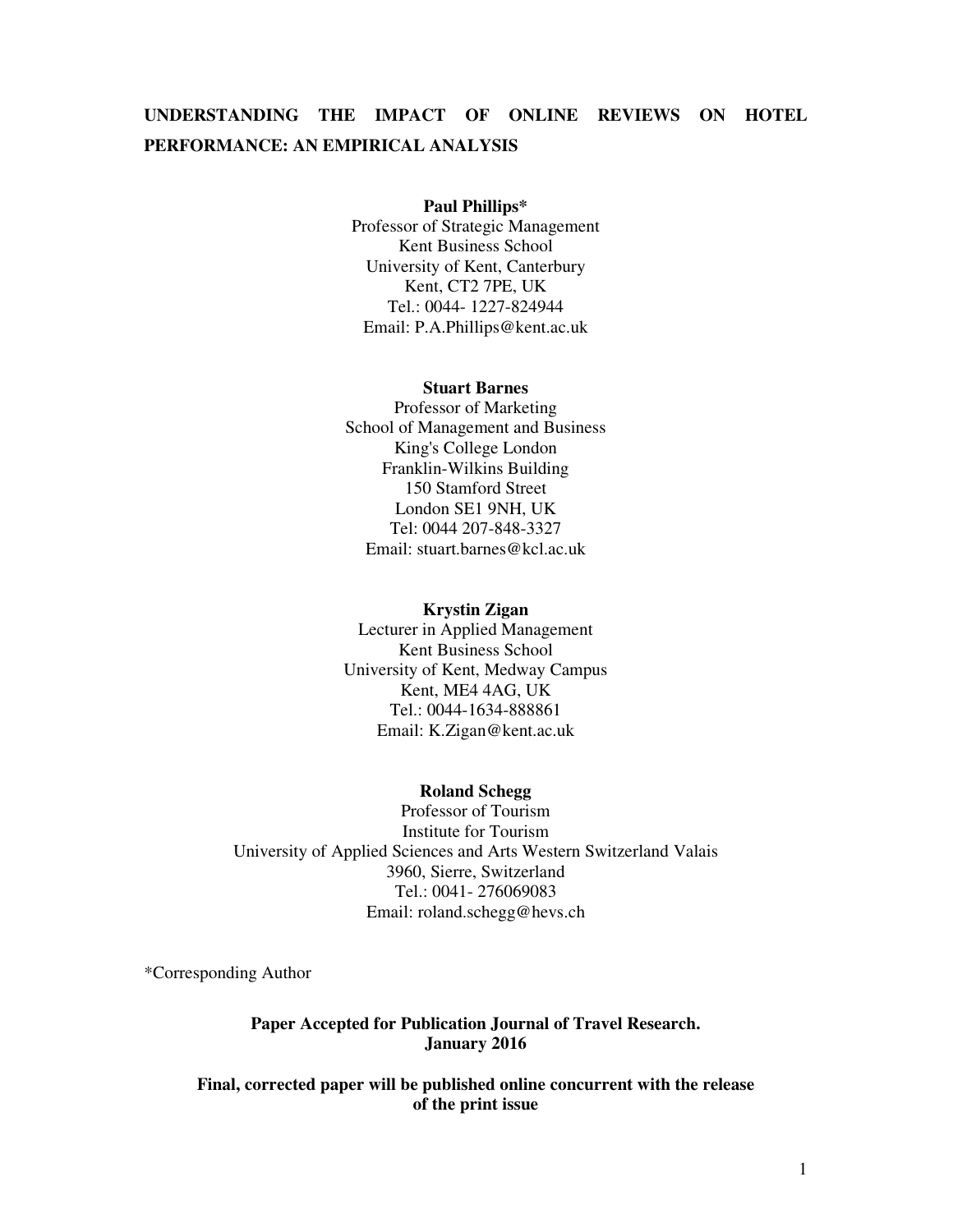# UNDERSTANDING THE IMPACT OF ONLINE REVIEWS ON HOTEL PERFORMANCE: AN EMPIRICAL ANALYSIS

**Paul Phillips***
Professor of Strategic Management
Kent Business School
University of Kent, Canterbury
Kent, CT2 7PE, UK
Tel.: 0044- 1227-824944
Email: P.A.Phillips@kent.ac.uk

**Stuart Barnes**
Professor of Marketing
School of Management and Business
King's College London
Franklin-Wilkins Building
150 Stamford Street
London SE1 9NH, UK
Tel: 0044 207-848-3327
Email: stuart.barnes@kcl.ac.uk

**Krystin Zigan**
Lecturer in Applied Management
Kent Business School
University of Kent, Medway Campus
Kent, ME4 4AG, UK
Tel.: 0044-1634-888861
Email: K.Zigan@kent.ac.uk

**Roland Schegg**
Professor of Tourism
Institute for Tourism
University of Applied Sciences and Arts Western Switzerland Valais
3960, Sierre, Switzerland
Tel.: 0041- 276069083
Email: roland.schegg@hevs.ch

*Corresponding Author

**Paper Accepted for Publication Journal of Travel Research.**
**January 2016**

**Final, corrected paper will be published online concurrent with the release of the print issue**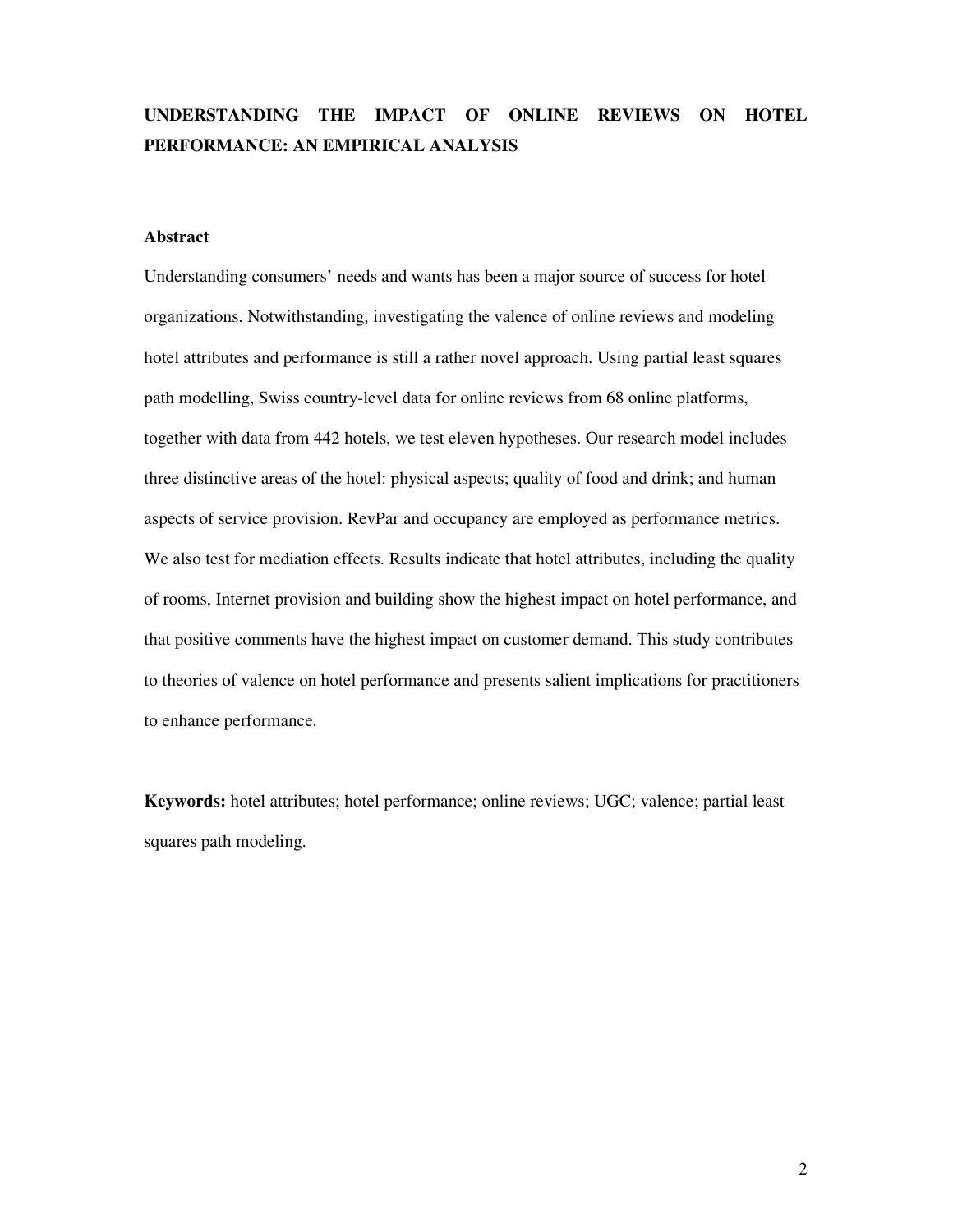# UNDERSTANDING THE IMPACT OF ONLINE REVIEWS ON HOTEL PERFORMANCE: AN EMPIRICAL ANALYSIS

## Abstract

Understanding consumers' needs and wants has been a major source of success for hotel organizations. Notwithstanding, investigating the valence of online reviews and modeling hotel attributes and performance is still a rather novel approach. Using partial least squares path modelling, Swiss country-level data for online reviews from 68 online platforms, together with data from 442 hotels, we test eleven hypotheses. Our research model includes three distinctive areas of the hotel: physical aspects; quality of food and drink; and human aspects of service provision. RevPar and occupancy are employed as performance metrics. We also test for mediation effects. Results indicate that hotel attributes, including the quality of rooms, Internet provision and building show the highest impact on hotel performance, and that positive comments have the highest impact on customer demand. This study contributes to theories of valence on hotel performance and presents salient implications for practitioners to enhance performance.

**Keywords:** hotel attributes; hotel performance; online reviews; UGC; valence; partial least squares path modeling.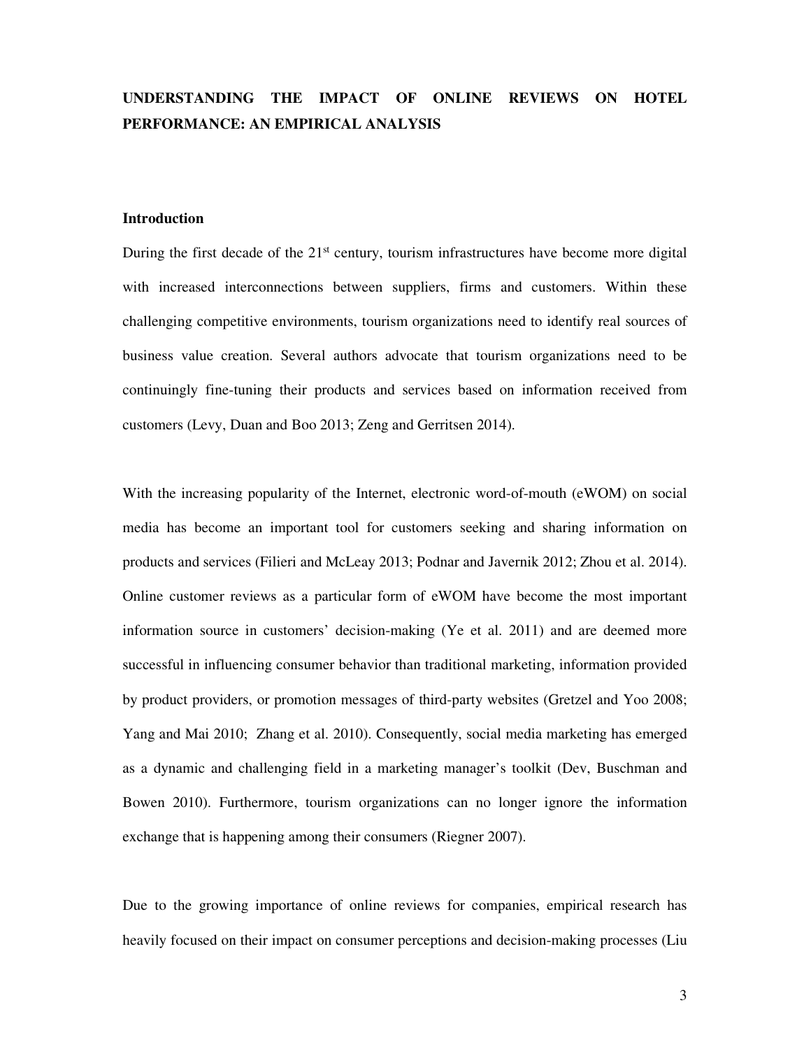**UNDERSTANDING THE IMPACT OF ONLINE REVIEWS ON HOTEL PERFORMANCE: AN EMPIRICAL ANALYSIS**

## Introduction

During the first decade of the 21st century, tourism infrastructures have become more digital with increased interconnections between suppliers, firms and customers. Within these challenging competitive environments, tourism organizations need to identify real sources of business value creation. Several authors advocate that tourism organizations need to be continuingly fine-tuning their products and services based on information received from customers (Levy, Duan and Boo 2013; Zeng and Gerritsen 2014).

With the increasing popularity of the Internet, electronic word-of-mouth (eWOM) on social media has become an important tool for customers seeking and sharing information on products and services (Filieri and McLeay 2013; Podnar and Javernik 2012; Zhou et al. 2014). Online customer reviews as a particular form of eWOM have become the most important information source in customers' decision-making (Ye et al. 2011) and are deemed more successful in influencing consumer behavior than traditional marketing, information provided by product providers, or promotion messages of third-party websites (Gretzel and Yoo 2008; Yang and Mai 2010; Zhang et al. 2010). Consequently, social media marketing has emerged as a dynamic and challenging field in a marketing manager's toolkit (Dev, Buschman and Bowen 2010). Furthermore, tourism organizations can no longer ignore the information exchange that is happening among their consumers (Riegner 2007).

Due to the growing importance of online reviews for companies, empirical research has heavily focused on their impact on consumer perceptions and decision-making processes (Liu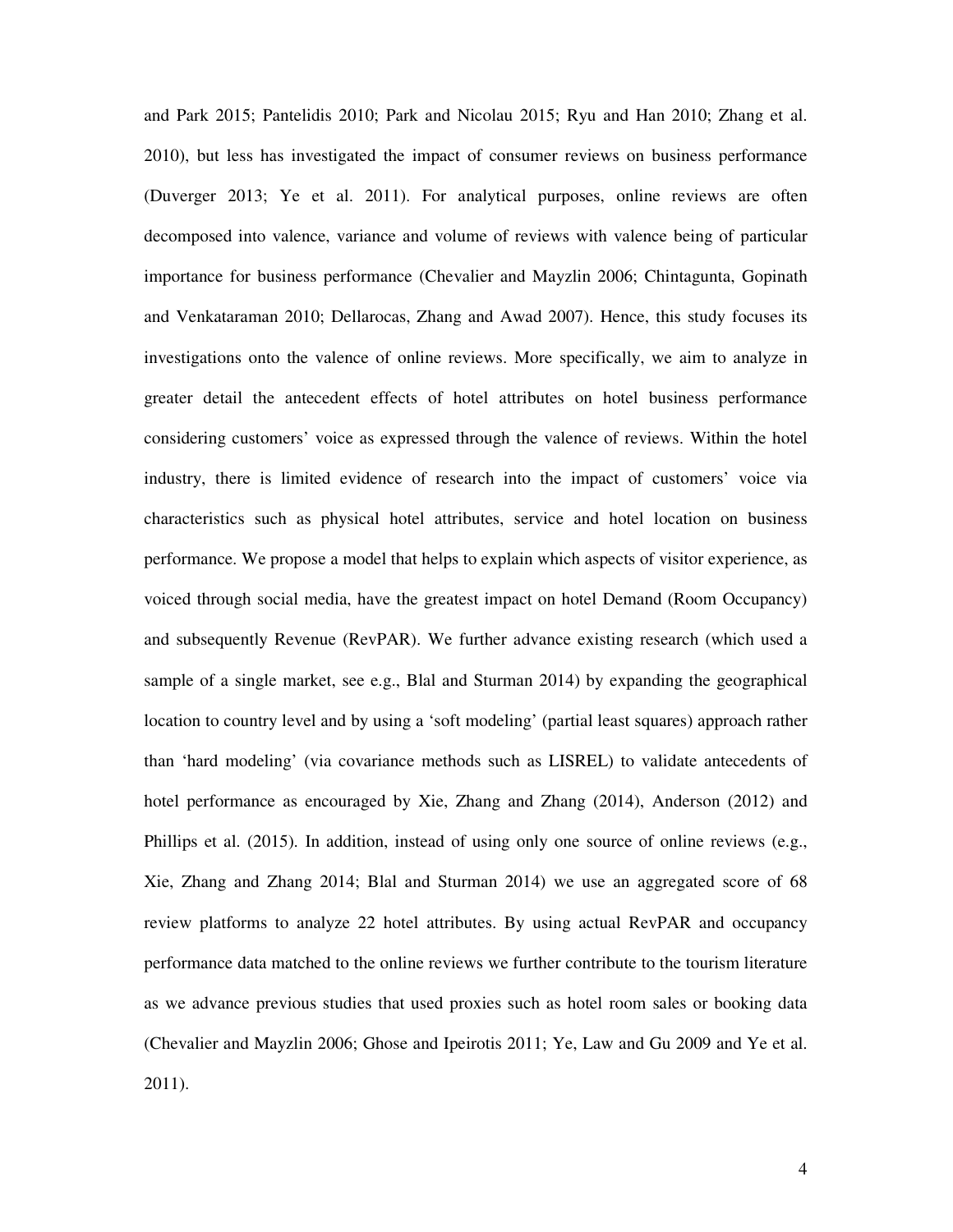and Park 2015; Pantelidis 2010; Park and Nicolau 2015; Ryu and Han 2010; Zhang et al. 2010), but less has investigated the impact of consumer reviews on business performance (Duverger 2013; Ye et al. 2011). For analytical purposes, online reviews are often decomposed into valence, variance and volume of reviews with valence being of particular importance for business performance (Chevalier and Mayzlin 2006; Chintagunta, Gopinath and Venkataraman 2010; Dellarocas, Zhang and Awad 2007). Hence, this study focuses its investigations onto the valence of online reviews. More specifically, we aim to analyze in greater detail the antecedent effects of hotel attributes on hotel business performance considering customers' voice as expressed through the valence of reviews. Within the hotel industry, there is limited evidence of research into the impact of customers' voice via characteristics such as physical hotel attributes, service and hotel location on business performance. We propose a model that helps to explain which aspects of visitor experience, as voiced through social media, have the greatest impact on hotel Demand (Room Occupancy) and subsequently Revenue (RevPAR). We further advance existing research (which used a sample of a single market, see e.g., Blal and Sturman 2014) by expanding the geographical location to country level and by using a 'soft modeling' (partial least squares) approach rather than 'hard modeling' (via covariance methods such as LISREL) to validate antecedents of hotel performance as encouraged by Xie, Zhang and Zhang (2014), Anderson (2012) and Phillips et al. (2015). In addition, instead of using only one source of online reviews (e.g., Xie, Zhang and Zhang 2014; Blal and Sturman 2014) we use an aggregated score of 68 review platforms to analyze 22 hotel attributes. By using actual RevPAR and occupancy performance data matched to the online reviews we further contribute to the tourism literature as we advance previous studies that used proxies such as hotel room sales or booking data (Chevalier and Mayzlin 2006; Ghose and Ipeirotis 2011; Ye, Law and Gu 2009 and Ye et al. 2011).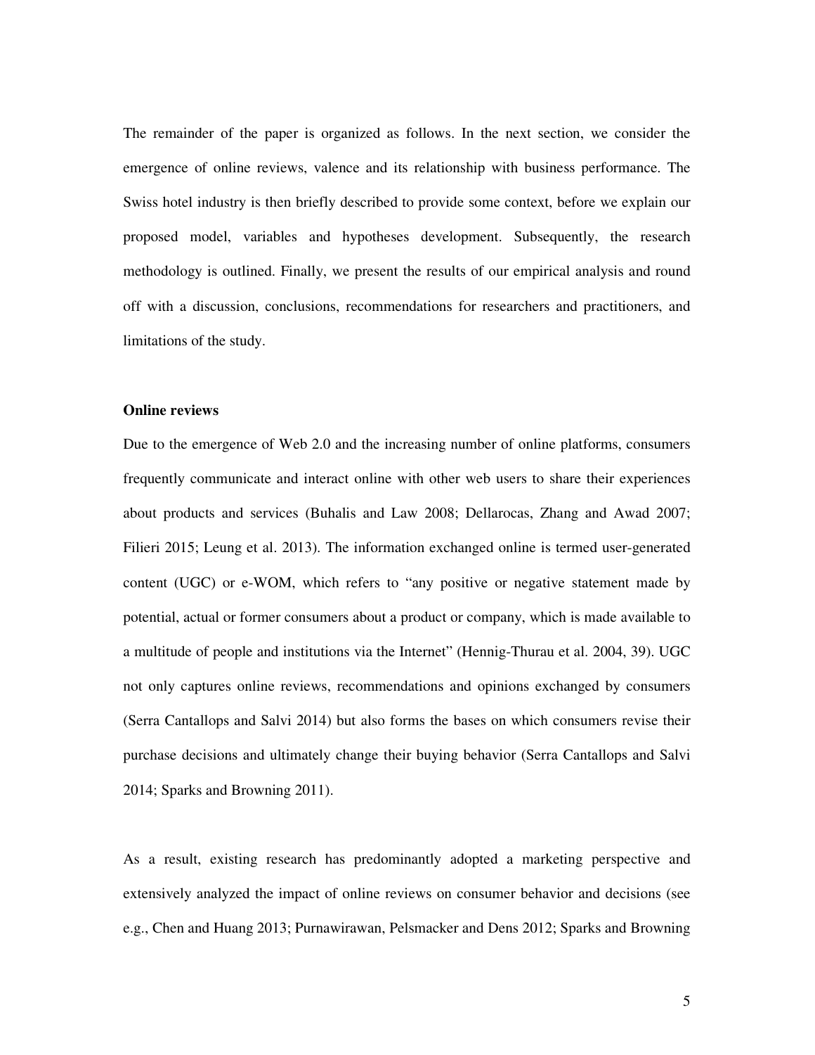The remainder of the paper is organized as follows. In the next section, we consider the emergence of online reviews, valence and its relationship with business performance. The Swiss hotel industry is then briefly described to provide some context, before we explain our proposed model, variables and hypotheses development. Subsequently, the research methodology is outlined. Finally, we present the results of our empirical analysis and round off with a discussion, conclusions, recommendations for researchers and practitioners, and limitations of the study.

**Online reviews**

Due to the emergence of Web 2.0 and the increasing number of online platforms, consumers frequently communicate and interact online with other web users to share their experiences about products and services (Buhalis and Law 2008; Dellarocas, Zhang and Awad 2007; Filieri 2015; Leung et al. 2013). The information exchanged online is termed user-generated content (UGC) or e-WOM, which refers to "any positive or negative statement made by potential, actual or former consumers about a product or company, which is made available to a multitude of people and institutions via the Internet" (Hennig-Thurau et al. 2004, 39). UGC not only captures online reviews, recommendations and opinions exchanged by consumers (Serra Cantallops and Salvi 2014) but also forms the bases on which consumers revise their purchase decisions and ultimately change their buying behavior (Serra Cantallops and Salvi 2014; Sparks and Browning 2011).

As a result, existing research has predominantly adopted a marketing perspective and extensively analyzed the impact of online reviews on consumer behavior and decisions (see e.g., Chen and Huang 2013; Purnawirawan, Pelsmacker and Dens 2012; Sparks and Browning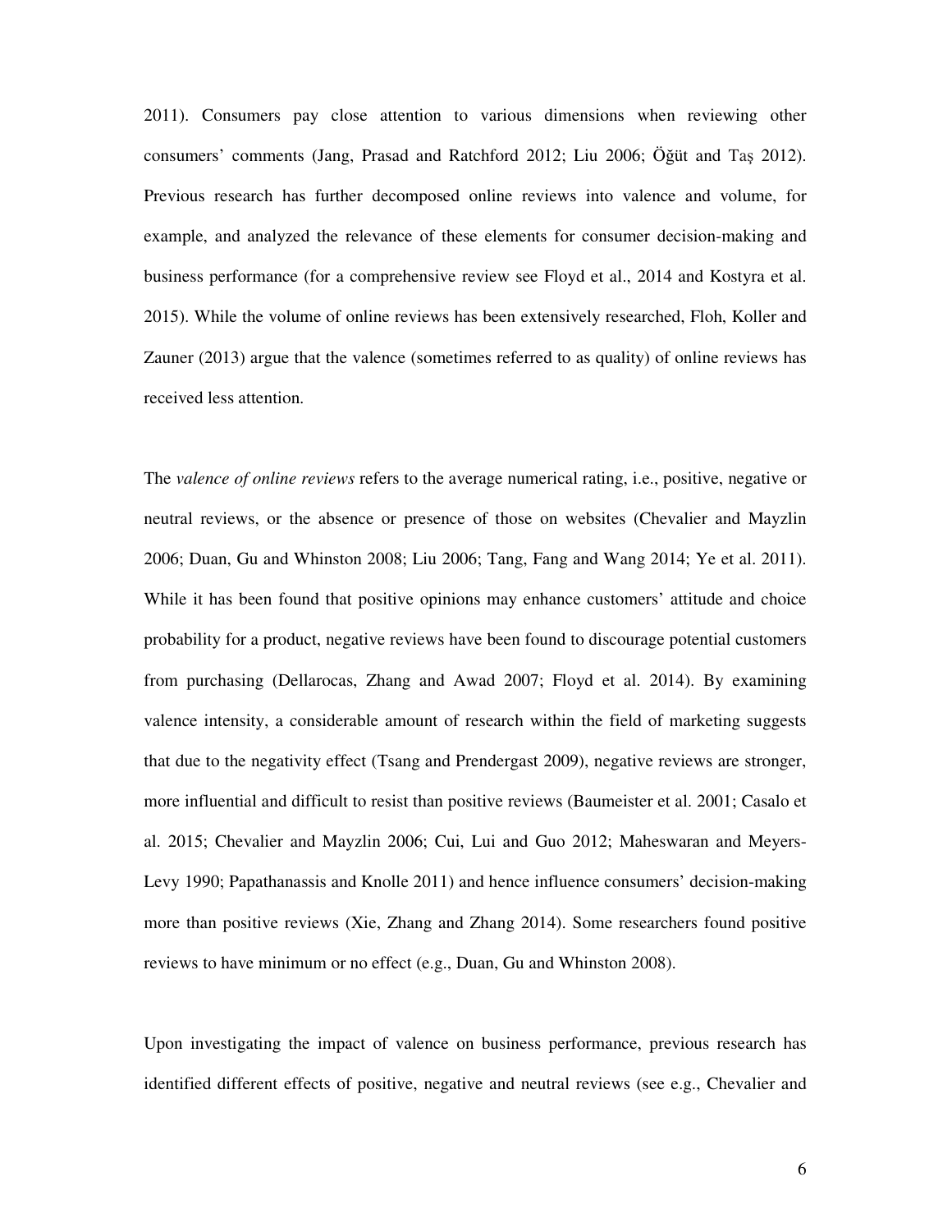2011). Consumers pay close attention to various dimensions when reviewing other consumers' comments (Jang, Prasad and Ratchford 2012; Liu 2006; Öğüt and Taş 2012). Previous research has further decomposed online reviews into valence and volume, for example, and analyzed the relevance of these elements for consumer decision-making and business performance (for a comprehensive review see Floyd et al., 2014 and Kostyra et al. 2015). While the volume of online reviews has been extensively researched, Floh, Koller and Zauner (2013) argue that the valence (sometimes referred to as quality) of online reviews has received less attention.

The *valence of online reviews* refers to the average numerical rating, i.e., positive, negative or neutral reviews, or the absence or presence of those on websites (Chevalier and Mayzlin 2006; Duan, Gu and Whinston 2008; Liu 2006; Tang, Fang and Wang 2014; Ye et al. 2011). While it has been found that positive opinions may enhance customers' attitude and choice probability for a product, negative reviews have been found to discourage potential customers from purchasing (Dellarocas, Zhang and Awad 2007; Floyd et al. 2014). By examining valence intensity, a considerable amount of research within the field of marketing suggests that due to the negativity effect (Tsang and Prendergast 2009), negative reviews are stronger, more influential and difficult to resist than positive reviews (Baumeister et al. 2001; Casalo et al. 2015; Chevalier and Mayzlin 2006; Cui, Lui and Guo 2012; Maheswaran and Meyers-Levy 1990; Papathanassis and Knolle 2011) and hence influence consumers' decision-making more than positive reviews (Xie, Zhang and Zhang 2014). Some researchers found positive reviews to have minimum or no effect (e.g., Duan, Gu and Whinston 2008).

Upon investigating the impact of valence on business performance, previous research has identified different effects of positive, negative and neutral reviews (see e.g., Chevalier and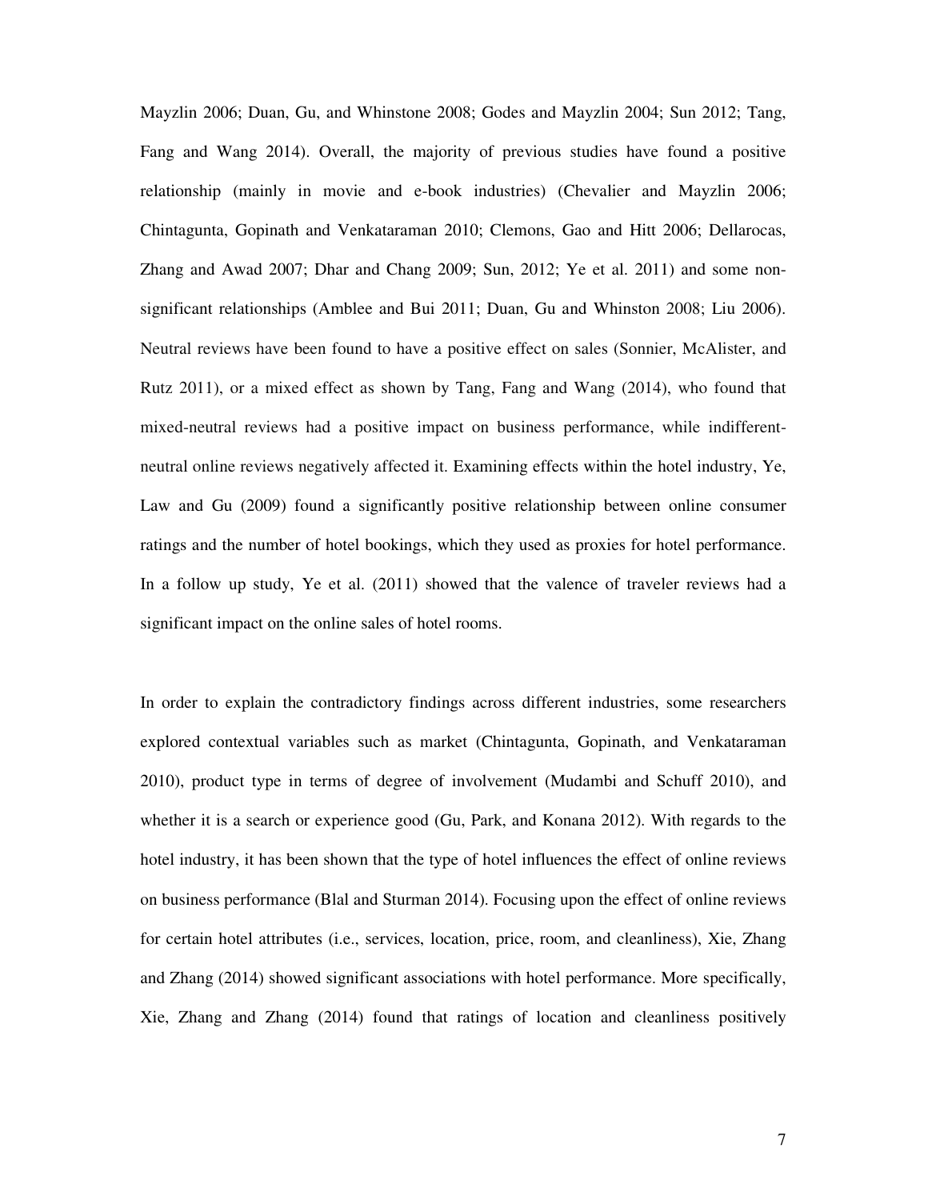Mayzlin 2006; Duan, Gu, and Whinstone 2008; Godes and Mayzlin 2004; Sun 2012; Tang, Fang and Wang 2014). Overall, the majority of previous studies have found a positive relationship (mainly in movie and e-book industries) (Chevalier and Mayzlin 2006; Chintagunta, Gopinath and Venkataraman 2010; Clemons, Gao and Hitt 2006; Dellarocas, Zhang and Awad 2007; Dhar and Chang 2009; Sun, 2012; Ye et al. 2011) and some non-significant relationships (Amblee and Bui 2011; Duan, Gu and Whinston 2008; Liu 2006). Neutral reviews have been found to have a positive effect on sales (Sonnier, McAlister, and Rutz 2011), or a mixed effect as shown by Tang, Fang and Wang (2014), who found that mixed-neutral reviews had a positive impact on business performance, while indifferent-neutral online reviews negatively affected it. Examining effects within the hotel industry, Ye, Law and Gu (2009) found a significantly positive relationship between online consumer ratings and the number of hotel bookings, which they used as proxies for hotel performance. In a follow up study, Ye et al. (2011) showed that the valence of traveler reviews had a significant impact on the online sales of hotel rooms.

In order to explain the contradictory findings across different industries, some researchers explored contextual variables such as market (Chintagunta, Gopinath, and Venkataraman 2010), product type in terms of degree of involvement (Mudambi and Schuff 2010), and whether it is a search or experience good (Gu, Park, and Konana 2012). With regards to the hotel industry, it has been shown that the type of hotel influences the effect of online reviews on business performance (Blal and Sturman 2014). Focusing upon the effect of online reviews for certain hotel attributes (i.e., services, location, price, room, and cleanliness), Xie, Zhang and Zhang (2014) showed significant associations with hotel performance. More specifically, Xie, Zhang and Zhang (2014) found that ratings of location and cleanliness positively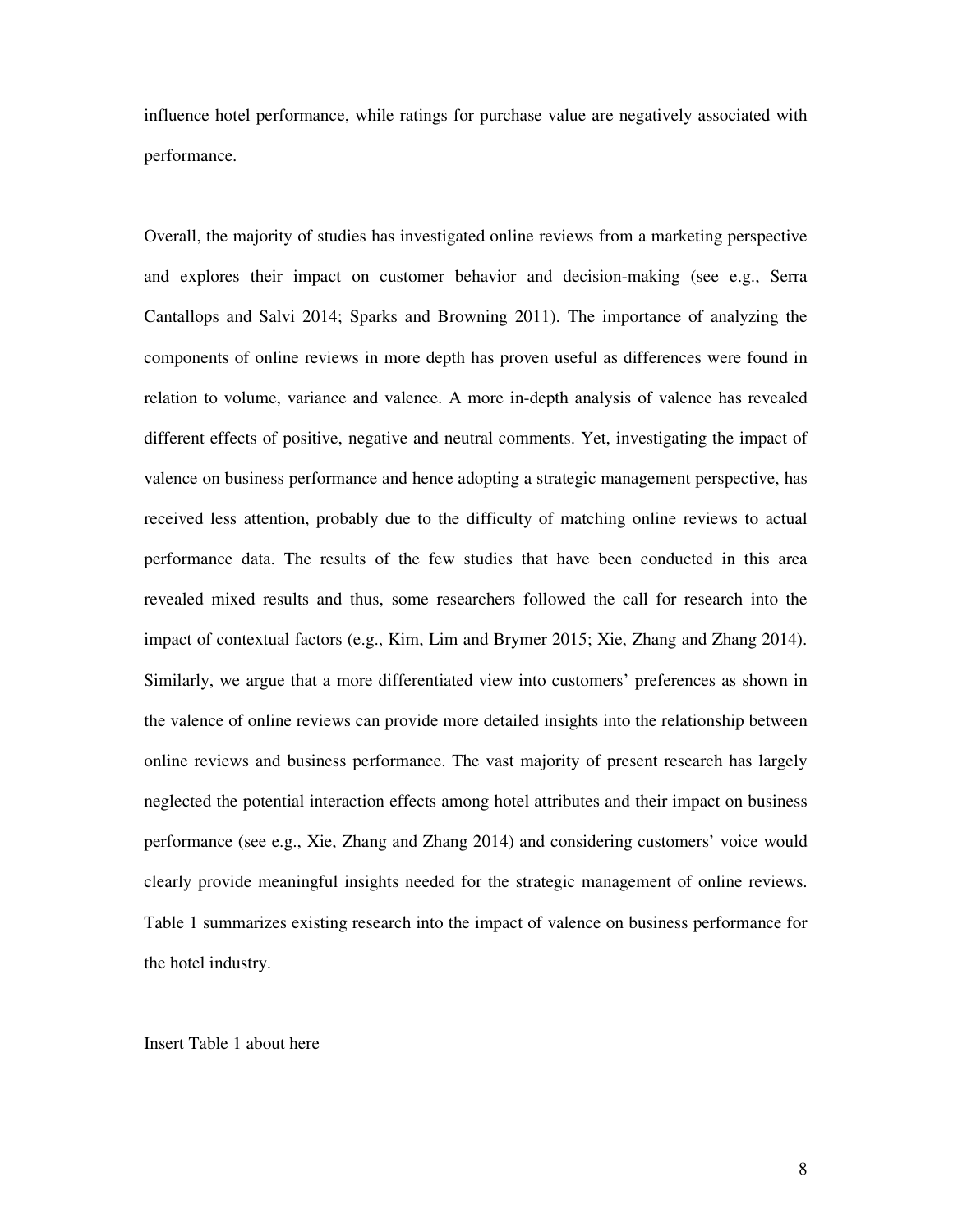influence hotel performance, while ratings for purchase value are negatively associated with performance.

Overall, the majority of studies has investigated online reviews from a marketing perspective and explores their impact on customer behavior and decision-making (see e.g., Serra Cantallops and Salvi 2014; Sparks and Browning 2011). The importance of analyzing the components of online reviews in more depth has proven useful as differences were found in relation to volume, variance and valence. A more in-depth analysis of valence has revealed different effects of positive, negative and neutral comments. Yet, investigating the impact of valence on business performance and hence adopting a strategic management perspective, has received less attention, probably due to the difficulty of matching online reviews to actual performance data. The results of the few studies that have been conducted in this area revealed mixed results and thus, some researchers followed the call for research into the impact of contextual factors (e.g., Kim, Lim and Brymer 2015; Xie, Zhang and Zhang 2014). Similarly, we argue that a more differentiated view into customers' preferences as shown in the valence of online reviews can provide more detailed insights into the relationship between online reviews and business performance. The vast majority of present research has largely neglected the potential interaction effects among hotel attributes and their impact on business performance (see e.g., Xie, Zhang and Zhang 2014) and considering customers' voice would clearly provide meaningful insights needed for the strategic management of online reviews. Table 1 summarizes existing research into the impact of valence on business performance for the hotel industry.

Insert Table 1 about here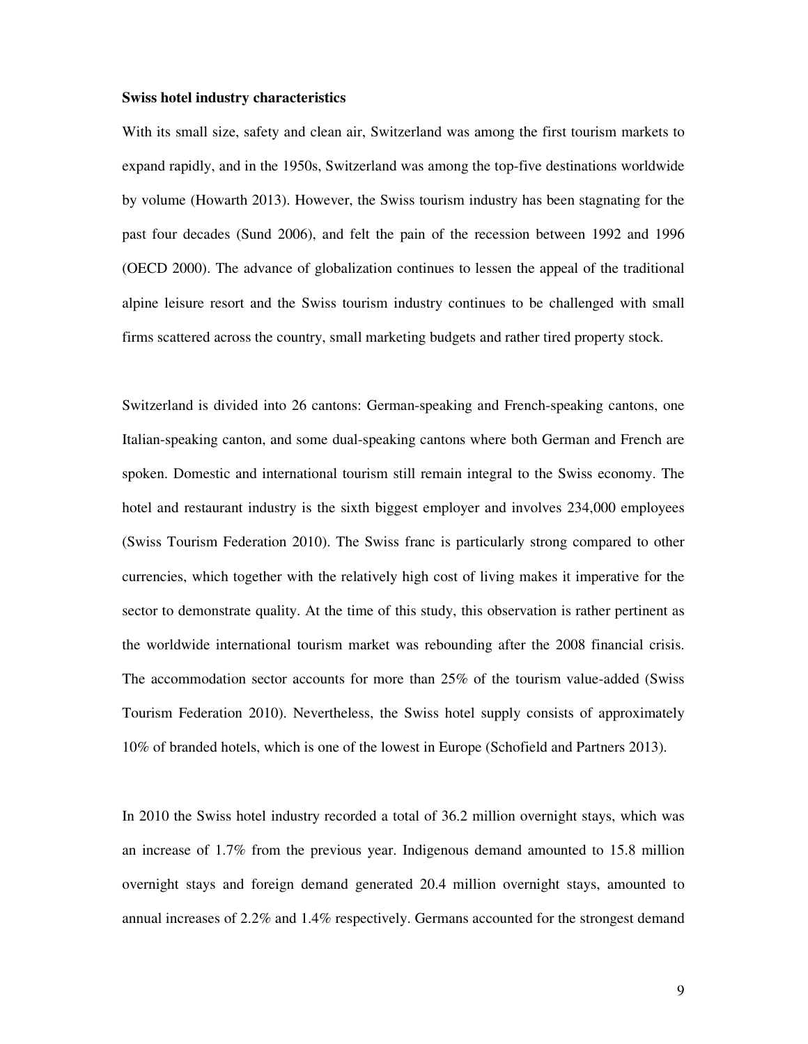**Swiss hotel industry characteristics**

With its small size, safety and clean air, Switzerland was among the first tourism markets to expand rapidly, and in the 1950s, Switzerland was among the top-five destinations worldwide by volume (Howarth 2013). However, the Swiss tourism industry has been stagnating for the past four decades (Sund 2006), and felt the pain of the recession between 1992 and 1996 (OECD 2000). The advance of globalization continues to lessen the appeal of the traditional alpine leisure resort and the Swiss tourism industry continues to be challenged with small firms scattered across the country, small marketing budgets and rather tired property stock.

Switzerland is divided into 26 cantons: German-speaking and French-speaking cantons, one Italian-speaking canton, and some dual-speaking cantons where both German and French are spoken. Domestic and international tourism still remain integral to the Swiss economy. The hotel and restaurant industry is the sixth biggest employer and involves 234,000 employees (Swiss Tourism Federation 2010). The Swiss franc is particularly strong compared to other currencies, which together with the relatively high cost of living makes it imperative for the sector to demonstrate quality. At the time of this study, this observation is rather pertinent as the worldwide international tourism market was rebounding after the 2008 financial crisis. The accommodation sector accounts for more than 25% of the tourism value-added (Swiss Tourism Federation 2010). Nevertheless, the Swiss hotel supply consists of approximately 10% of branded hotels, which is one of the lowest in Europe (Schofield and Partners 2013).

In 2010 the Swiss hotel industry recorded a total of 36.2 million overnight stays, which was an increase of 1.7% from the previous year. Indigenous demand amounted to 15.8 million overnight stays and foreign demand generated 20.4 million overnight stays, amounted to annual increases of 2.2% and 1.4% respectively. Germans accounted for the strongest demand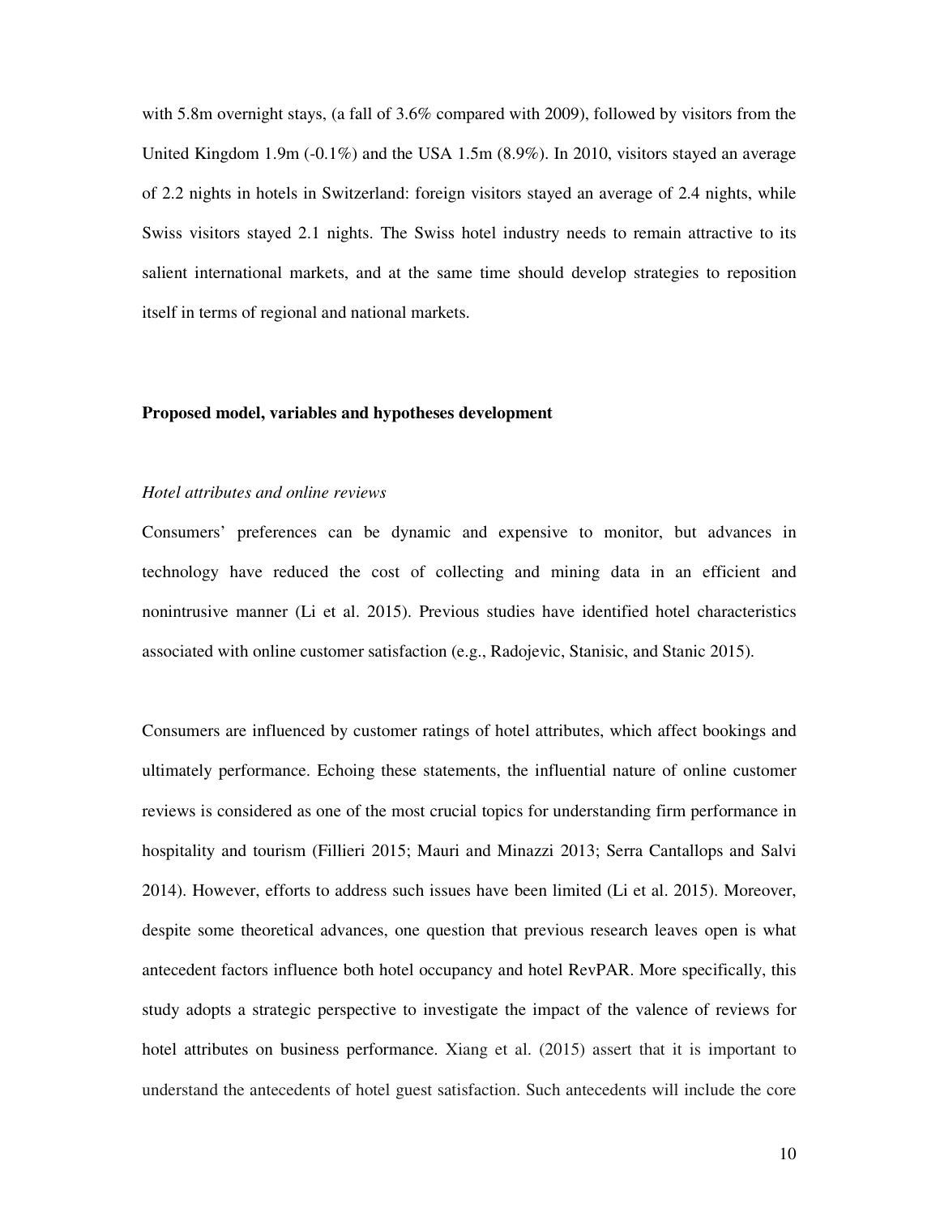with 5.8m overnight stays, (a fall of 3.6% compared with 2009), followed by visitors from the United Kingdom 1.9m (-0.1%) and the USA 1.5m (8.9%). In 2010, visitors stayed an average of 2.2 nights in hotels in Switzerland: foreign visitors stayed an average of 2.4 nights, while Swiss visitors stayed 2.1 nights. The Swiss hotel industry needs to remain attractive to its salient international markets, and at the same time should develop strategies to reposition itself in terms of regional and national markets.

## Proposed model, variables and hypotheses development

### *Hotel attributes and online reviews*

Consumers' preferences can be dynamic and expensive to monitor, but advances in technology have reduced the cost of collecting and mining data in an efficient and nonintrusive manner (Li et al. 2015). Previous studies have identified hotel characteristics associated with online customer satisfaction (e.g., Radojevic, Stanisic, and Stanic 2015).

Consumers are influenced by customer ratings of hotel attributes, which affect bookings and ultimately performance. Echoing these statements, the influential nature of online customer reviews is considered as one of the most crucial topics for understanding firm performance in hospitality and tourism (Fillieri 2015; Mauri and Minazzi 2013; Serra Cantallops and Salvi 2014). However, efforts to address such issues have been limited (Li et al. 2015). Moreover, despite some theoretical advances, one question that previous research leaves open is what antecedent factors influence both hotel occupancy and hotel RevPAR. More specifically, this study adopts a strategic perspective to investigate the impact of the valence of reviews for hotel attributes on business performance. Xiang et al. (2015) assert that it is important to understand the antecedents of hotel guest satisfaction. Such antecedents will include the core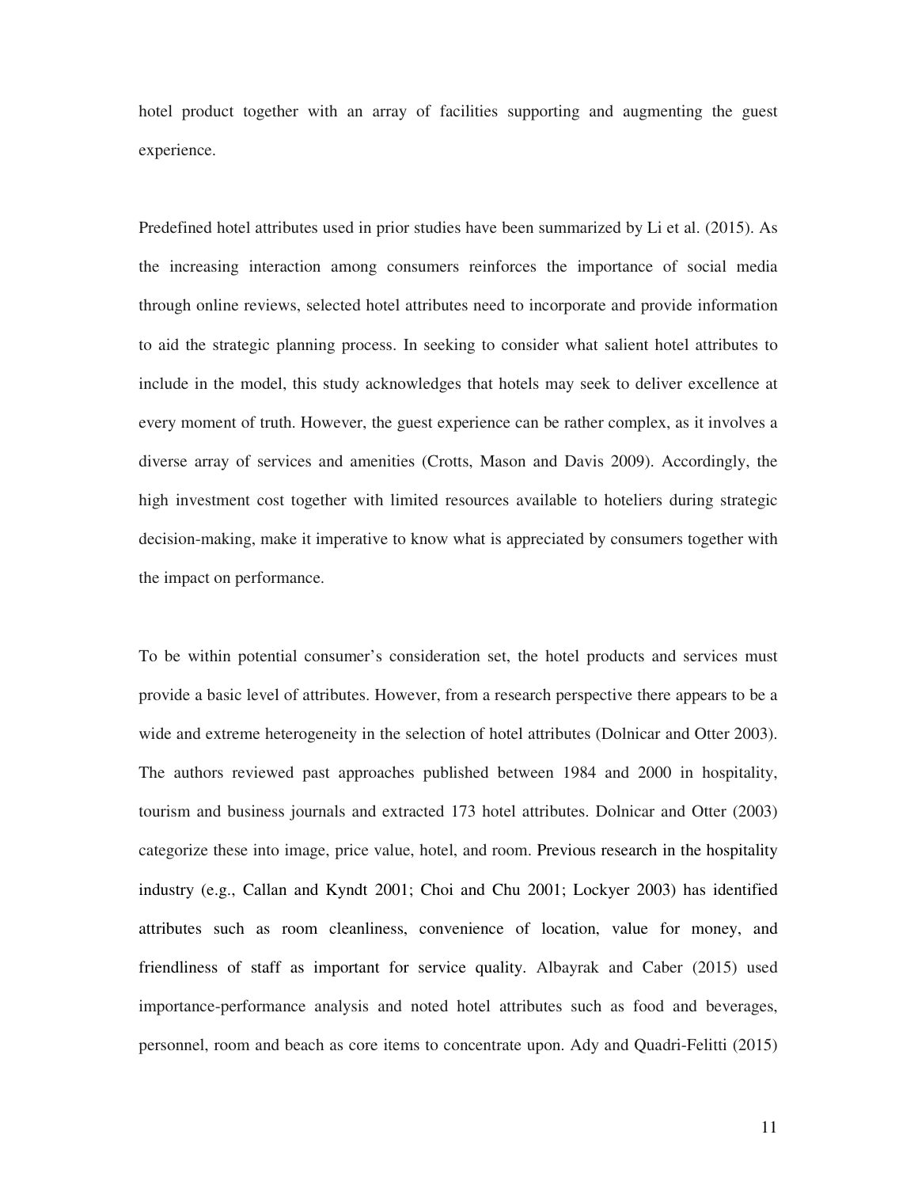hotel product together with an array of facilities supporting and augmenting the guest experience.

Predefined hotel attributes used in prior studies have been summarized by Li et al. (2015). As the increasing interaction among consumers reinforces the importance of social media through online reviews, selected hotel attributes need to incorporate and provide information to aid the strategic planning process. In seeking to consider what salient hotel attributes to include in the model, this study acknowledges that hotels may seek to deliver excellence at every moment of truth. However, the guest experience can be rather complex, as it involves a diverse array of services and amenities (Crotts, Mason and Davis 2009). Accordingly, the high investment cost together with limited resources available to hoteliers during strategic decision-making, make it imperative to know what is appreciated by consumers together with the impact on performance.

To be within potential consumer's consideration set, the hotel products and services must provide a basic level of attributes. However, from a research perspective there appears to be a wide and extreme heterogeneity in the selection of hotel attributes (Dolnicar and Otter 2003). The authors reviewed past approaches published between 1984 and 2000 in hospitality, tourism and business journals and extracted 173 hotel attributes. Dolnicar and Otter (2003) categorize these into image, price value, hotel, and room. Previous research in the hospitality industry (e.g., Callan and Kyndt 2001; Choi and Chu 2001; Lockyer 2003) has identified attributes such as room cleanliness, convenience of location, value for money, and friendliness of staff as important for service quality. Albayrak and Caber (2015) used importance-performance analysis and noted hotel attributes such as food and beverages, personnel, room and beach as core items to concentrate upon. Ady and Quadri-Felitti (2015)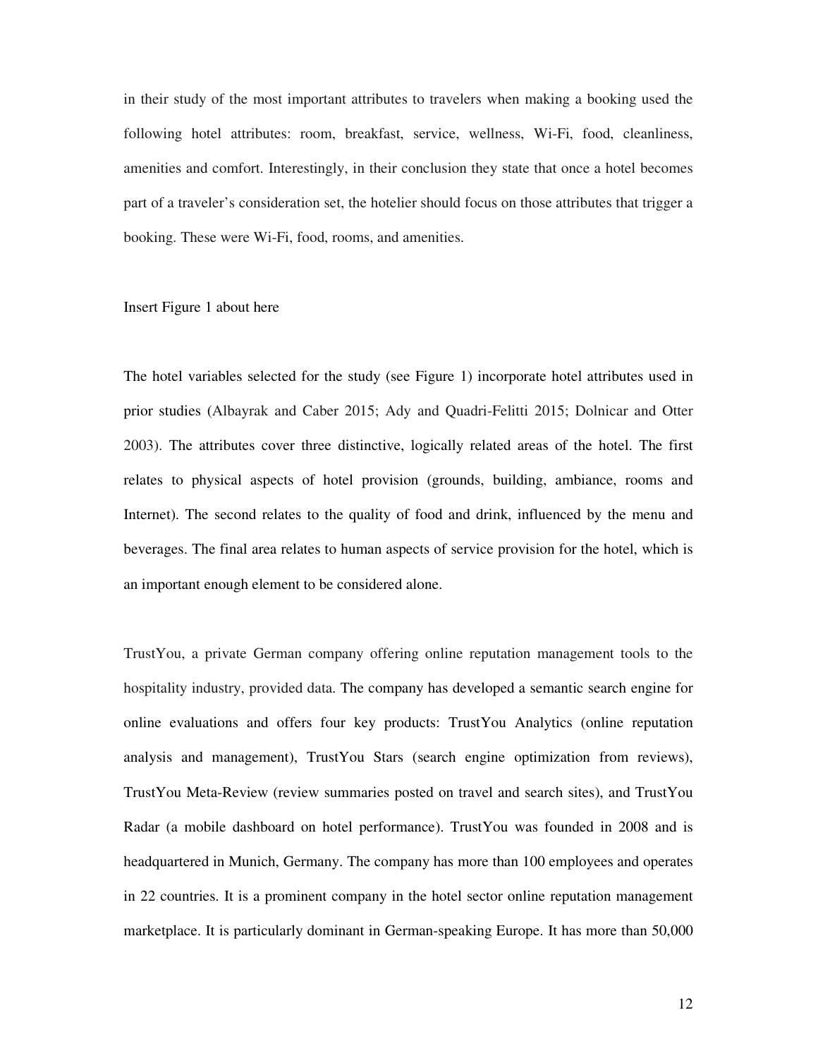in their study of the most important attributes to travelers when making a booking used the following hotel attributes: room, breakfast, service, wellness, Wi-Fi, food, cleanliness, amenities and comfort. Interestingly, in their conclusion they state that once a hotel becomes part of a traveler's consideration set, the hotelier should focus on those attributes that trigger a booking. These were Wi-Fi, food, rooms, and amenities.

Insert Figure 1 about here

The hotel variables selected for the study (see Figure 1) incorporate hotel attributes used in prior studies (Albayrak and Caber 2015; Ady and Quadri-Felitti 2015; Dolnicar and Otter 2003). The attributes cover three distinctive, logically related areas of the hotel. The first relates to physical aspects of hotel provision (grounds, building, ambiance, rooms and Internet). The second relates to the quality of food and drink, influenced by the menu and beverages. The final area relates to human aspects of service provision for the hotel, which is an important enough element to be considered alone.

TrustYou, a private German company offering online reputation management tools to the hospitality industry, provided data. The company has developed a semantic search engine for online evaluations and offers four key products: TrustYou Analytics (online reputation analysis and management), TrustYou Stars (search engine optimization from reviews), TrustYou Meta-Review (review summaries posted on travel and search sites), and TrustYou Radar (a mobile dashboard on hotel performance). TrustYou was founded in 2008 and is headquartered in Munich, Germany. The company has more than 100 employees and operates in 22 countries. It is a prominent company in the hotel sector online reputation management marketplace. It is particularly dominant in German-speaking Europe. It has more than 50,000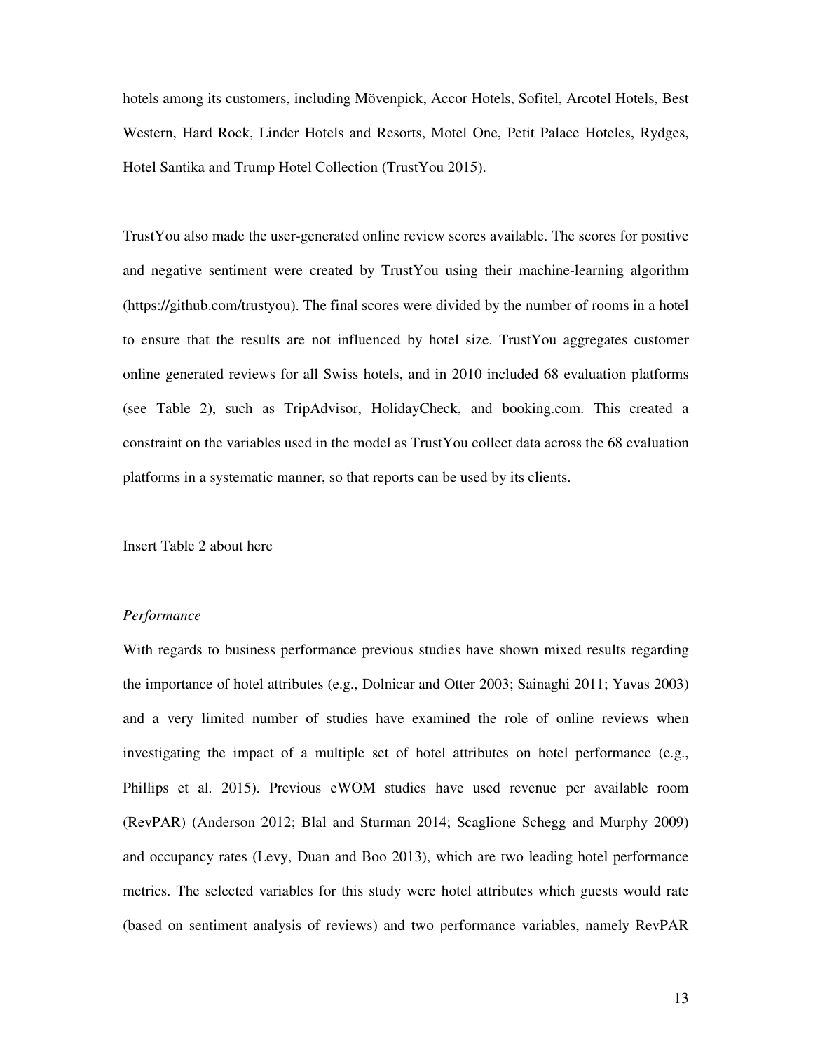hotels among its customers, including Mövenpick, Accor Hotels, Sofitel, Arcotel Hotels, Best Western, Hard Rock, Linder Hotels and Resorts, Motel One, Petit Palace Hoteles, Rydges, Hotel Santika and Trump Hotel Collection (TrustYou 2015).

TrustYou also made the user-generated online review scores available. The scores for positive and negative sentiment were created by TrustYou using their machine-learning algorithm (https://github.com/trustyou). The final scores were divided by the number of rooms in a hotel to ensure that the results are not influenced by hotel size. TrustYou aggregates customer online generated reviews for all Swiss hotels, and in 2010 included 68 evaluation platforms (see Table 2), such as TripAdvisor, HolidayCheck, and booking.com. This created a constraint on the variables used in the model as TrustYou collect data across the 68 evaluation platforms in a systematic manner, so that reports can be used by its clients.

Insert Table 2 about here

*Performance*

With regards to business performance previous studies have shown mixed results regarding the importance of hotel attributes (e.g., Dolnicar and Otter 2003; Sainaghi 2011; Yavas 2003) and a very limited number of studies have examined the role of online reviews when investigating the impact of a multiple set of hotel attributes on hotel performance (e.g., Phillips et al. 2015). Previous eWOM studies have used revenue per available room (RevPAR) (Anderson 2012; Blal and Sturman 2014; Scaglione Schegg and Murphy 2009) and occupancy rates (Levy, Duan and Boo 2013), which are two leading hotel performance metrics. The selected variables for this study were hotel attributes which guests would rate (based on sentiment analysis of reviews) and two performance variables, namely RevPAR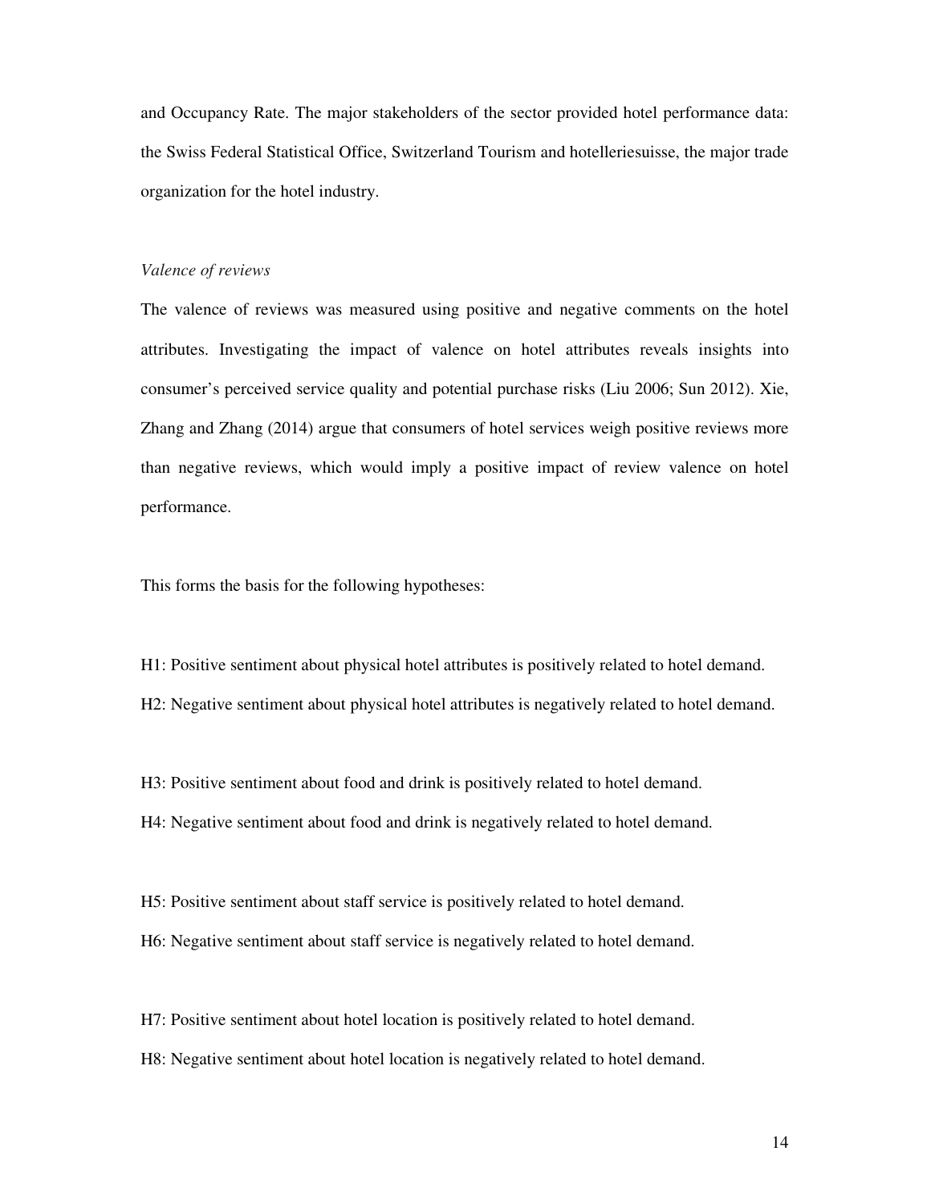and Occupancy Rate. The major stakeholders of the sector provided hotel performance data: the Swiss Federal Statistical Office, Switzerland Tourism and hotelleriesuisse, the major trade organization for the hotel industry.

*Valence of reviews*

The valence of reviews was measured using positive and negative comments on the hotel attributes. Investigating the impact of valence on hotel attributes reveals insights into consumer's perceived service quality and potential purchase risks (Liu 2006; Sun 2012). Xie, Zhang and Zhang (2014) argue that consumers of hotel services weigh positive reviews more than negative reviews, which would imply a positive impact of review valence on hotel performance.

This forms the basis for the following hypotheses:

H1: Positive sentiment about physical hotel attributes is positively related to hotel demand.
H2: Negative sentiment about physical hotel attributes is negatively related to hotel demand.

H3: Positive sentiment about food and drink is positively related to hotel demand.
H4: Negative sentiment about food and drink is negatively related to hotel demand.

H5: Positive sentiment about staff service is positively related to hotel demand.
H6: Negative sentiment about staff service is negatively related to hotel demand.

H7: Positive sentiment about hotel location is positively related to hotel demand.
H8: Negative sentiment about hotel location is negatively related to hotel demand.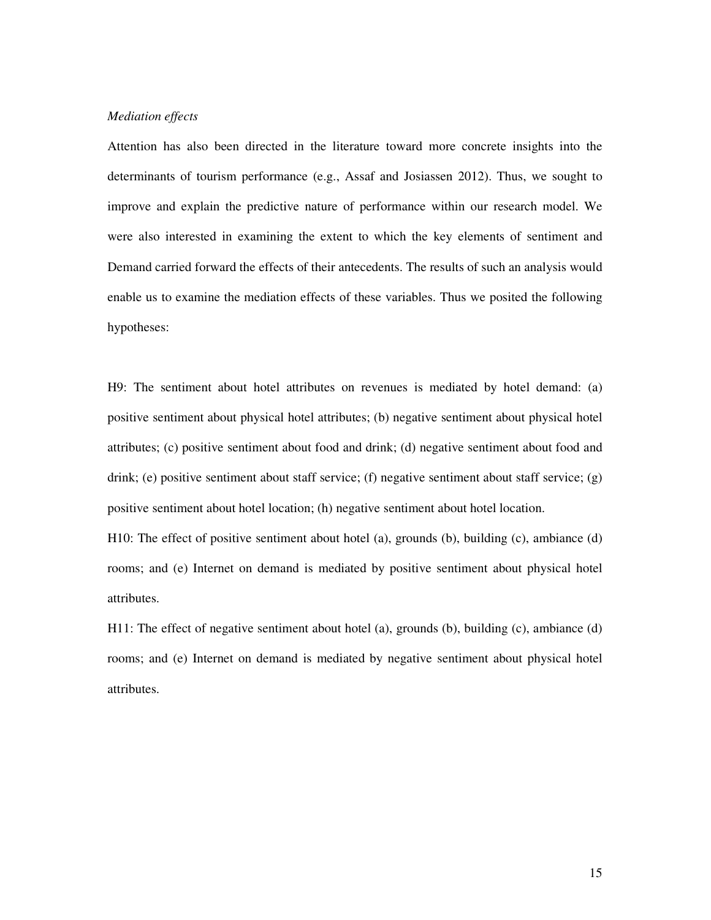*Mediation effects*

Attention has also been directed in the literature toward more concrete insights into the determinants of tourism performance (e.g., Assaf and Josiassen 2012). Thus, we sought to improve and explain the predictive nature of performance within our research model. We were also interested in examining the extent to which the key elements of sentiment and Demand carried forward the effects of their antecedents. The results of such an analysis would enable us to examine the mediation effects of these variables. Thus we posited the following hypotheses:

H9: The sentiment about hotel attributes on revenues is mediated by hotel demand: (a) positive sentiment about physical hotel attributes; (b) negative sentiment about physical hotel attributes; (c) positive sentiment about food and drink; (d) negative sentiment about food and drink; (e) positive sentiment about staff service; (f) negative sentiment about staff service; (g) positive sentiment about hotel location; (h) negative sentiment about hotel location.

H10: The effect of positive sentiment about hotel (a), grounds (b), building (c), ambiance (d) rooms; and (e) Internet on demand is mediated by positive sentiment about physical hotel attributes.

H11: The effect of negative sentiment about hotel (a), grounds (b), building (c), ambiance (d) rooms; and (e) Internet on demand is mediated by negative sentiment about physical hotel attributes.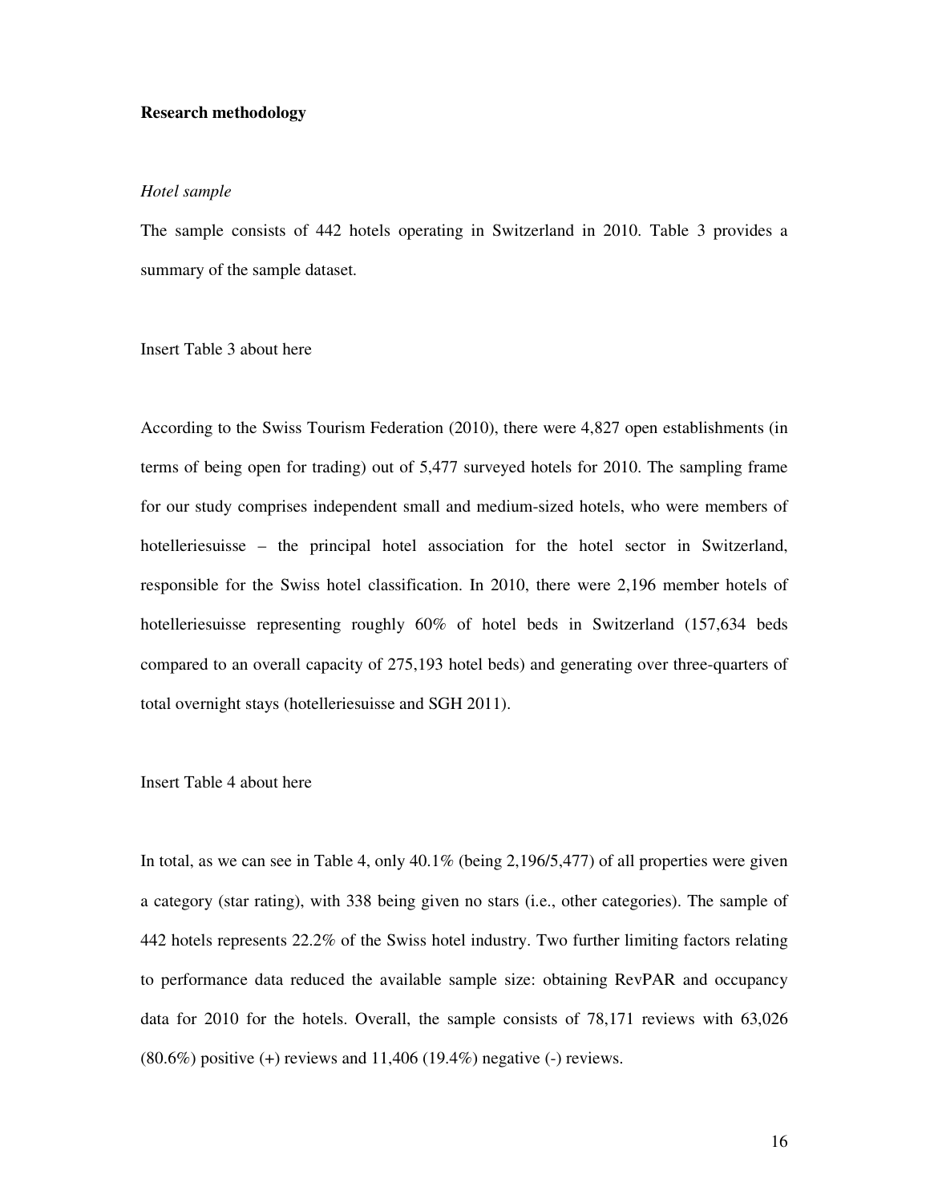**Research methodology**

*Hotel sample*

The sample consists of 442 hotels operating in Switzerland in 2010. Table 3 provides a summary of the sample dataset.

Insert Table 3 about here

According to the Swiss Tourism Federation (2010), there were 4,827 open establishments (in terms of being open for trading) out of 5,477 surveyed hotels for 2010. The sampling frame for our study comprises independent small and medium-sized hotels, who were members of hotelleriesuisse – the principal hotel association for the hotel sector in Switzerland, responsible for the Swiss hotel classification. In 2010, there were 2,196 member hotels of hotelleriesuisse representing roughly 60% of hotel beds in Switzerland (157,634 beds compared to an overall capacity of 275,193 hotel beds) and generating over three-quarters of total overnight stays (hotelleriesuisse and SGH 2011).

Insert Table 4 about here

In total, as we can see in Table 4, only 40.1% (being 2,196/5,477) of all properties were given a category (star rating), with 338 being given no stars (i.e., other categories). The sample of 442 hotels represents 22.2% of the Swiss hotel industry. Two further limiting factors relating to performance data reduced the available sample size: obtaining RevPAR and occupancy data for 2010 for the hotels. Overall, the sample consists of 78,171 reviews with 63,026 (80.6%) positive (+) reviews and 11,406 (19.4%) negative (-) reviews.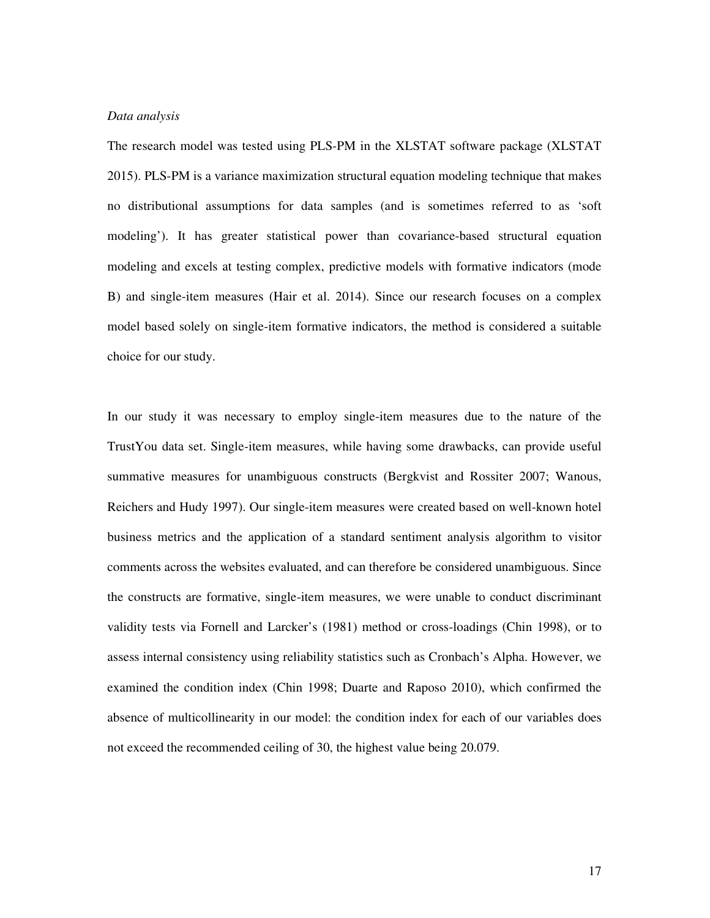*Data analysis*

The research model was tested using PLS-PM in the XLSTAT software package (XLSTAT 2015). PLS-PM is a variance maximization structural equation modeling technique that makes no distributional assumptions for data samples (and is sometimes referred to as 'soft modeling'). It has greater statistical power than covariance-based structural equation modeling and excels at testing complex, predictive models with formative indicators (mode B) and single-item measures (Hair et al. 2014). Since our research focuses on a complex model based solely on single-item formative indicators, the method is considered a suitable choice for our study.

In our study it was necessary to employ single-item measures due to the nature of the TrustYou data set. Single-item measures, while having some drawbacks, can provide useful summative measures for unambiguous constructs (Bergkvist and Rossiter 2007; Wanous, Reichers and Hudy 1997). Our single-item measures were created based on well-known hotel business metrics and the application of a standard sentiment analysis algorithm to visitor comments across the websites evaluated, and can therefore be considered unambiguous. Since the constructs are formative, single-item measures, we were unable to conduct discriminant validity tests via Fornell and Larcker's (1981) method or cross-loadings (Chin 1998), or to assess internal consistency using reliability statistics such as Cronbach's Alpha. However, we examined the condition index (Chin 1998; Duarte and Raposo 2010), which confirmed the absence of multicollinearity in our model: the condition index for each of our variables does not exceed the recommended ceiling of 30, the highest value being 20.079.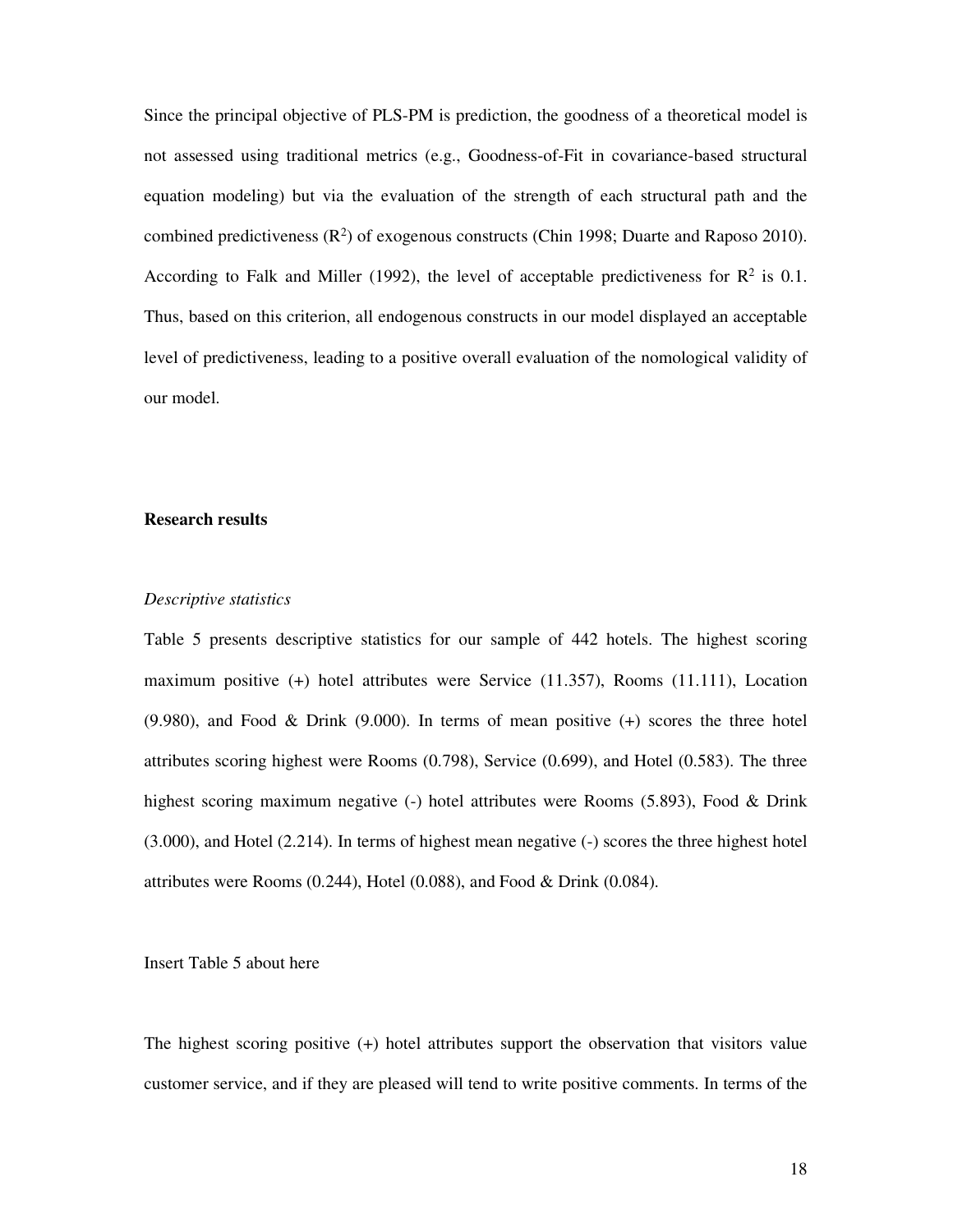Since the principal objective of PLS-PM is prediction, the goodness of a theoretical model is not assessed using traditional metrics (e.g., Goodness-of-Fit in covariance-based structural equation modeling) but via the evaluation of the strength of each structural path and the combined predictiveness ($R^2$) of exogenous constructs (Chin 1998; Duarte and Raposo 2010). According to Falk and Miller (1992), the level of acceptable predictiveness for $R^2$ is 0.1. Thus, based on this criterion, all endogenous constructs in our model displayed an acceptable level of predictiveness, leading to a positive overall evaluation of the nomological validity of our model.

## Research results

### *Descriptive statistics*

Table 5 presents descriptive statistics for our sample of 442 hotels. The highest scoring maximum positive (+) hotel attributes were Service (11.357), Rooms (11.111), Location (9.980), and Food & Drink (9.000). In terms of mean positive (+) scores the three hotel attributes scoring highest were Rooms (0.798), Service (0.699), and Hotel (0.583). The three highest scoring maximum negative (-) hotel attributes were Rooms (5.893), Food & Drink (3.000), and Hotel (2.214). In terms of highest mean negative (-) scores the three highest hotel attributes were Rooms (0.244), Hotel (0.088), and Food & Drink (0.084).

Insert Table 5 about here

The highest scoring positive (+) hotel attributes support the observation that visitors value customer service, and if they are pleased will tend to write positive comments. In terms of the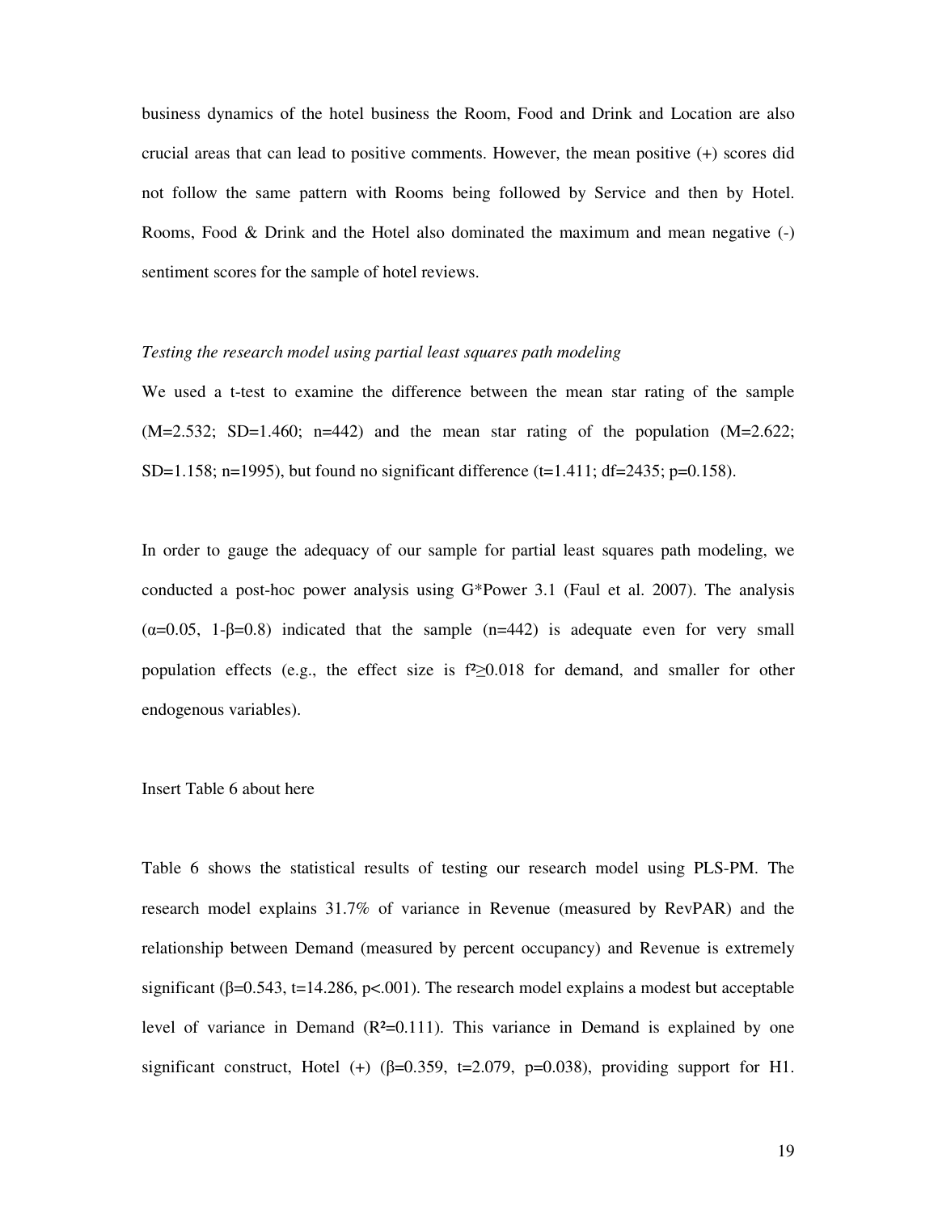business dynamics of the hotel business the Room, Food and Drink and Location are also crucial areas that can lead to positive comments. However, the mean positive (+) scores did not follow the same pattern with Rooms being followed by Service and then by Hotel. Rooms, Food & Drink and the Hotel also dominated the maximum and mean negative (-) sentiment scores for the sample of hotel reviews.

*Testing the research model using partial least squares path modeling*

We used a t-test to examine the difference between the mean star rating of the sample ($M=2.532$; $SD=1.460$; $n=442$) and the mean star rating of the population ($M=2.622$; $SD=1.158$; $n=1995$), but found no significant difference ($t=1.411$; $df=2435$; $p=0.158$).

In order to gauge the adequacy of our sample for partial least squares path modeling, we conducted a post-hoc power analysis using G*Power 3.1 (Faul et al. 2007). The analysis ($\alpha=0.05$, $1-\beta=0.8$) indicated that the sample ($n=442$) is adequate even for very small population effects (e.g., the effect size is $f^2 \geq 0.018$ for demand, and smaller for other endogenous variables).

Insert Table 6 about here

Table 6 shows the statistical results of testing our research model using PLS-PM. The research model explains 31.7% of variance in Revenue (measured by RevPAR) and the relationship between Demand (measured by percent occupancy) and Revenue is extremely significant ($\beta=0.543$, $t=14.286$, $p<.001$). The research model explains a modest but acceptable level of variance in Demand ($R^2=0.111$). This variance in Demand is explained by one significant construct, Hotel (+) ($\beta=0.359$, $t=2.079$, $p=0.038$), providing support for H1.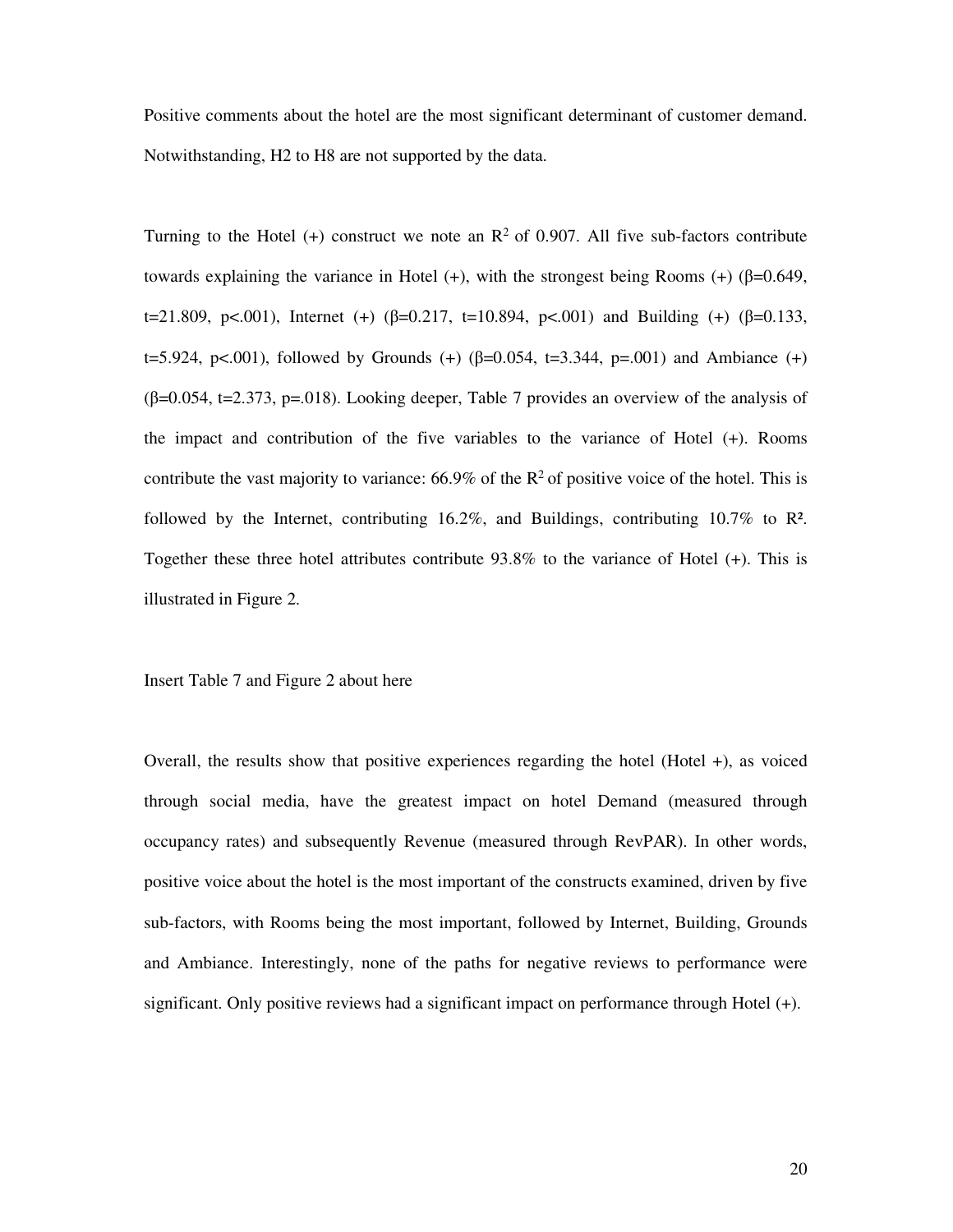Positive comments about the hotel are the most significant determinant of customer demand. Notwithstanding, H2 to H8 are not supported by the data.

Turning to the Hotel (+) construct we note an $R^2$ of 0.907. All five sub-factors contribute towards explaining the variance in Hotel (+), with the strongest being Rooms (+) ($\beta$=0.649, t=21.809, p<.001), Internet (+) ($\beta$=0.217, t=10.894, p<.001) and Building (+) ($\beta$=0.133, t=5.924, p<.001), followed by Grounds (+) ($\beta$=0.054, t=3.344, p=.001) and Ambiance (+) ($\beta$=0.054, t=2.373, p=.018). Looking deeper, Table 7 provides an overview of the analysis of the impact and contribution of the five variables to the variance of Hotel (+). Rooms contribute the vast majority to variance: 66.9% of the $R^2$ of positive voice of the hotel. This is followed by the Internet, contributing 16.2%, and Buildings, contributing 10.7% to $R^2$. Together these three hotel attributes contribute 93.8% to the variance of Hotel (+). This is illustrated in Figure 2.

Insert Table 7 and Figure 2 about here

Overall, the results show that positive experiences regarding the hotel (Hotel +), as voiced through social media, have the greatest impact on hotel Demand (measured through occupancy rates) and subsequently Revenue (measured through RevPAR). In other words, positive voice about the hotel is the most important of the constructs examined, driven by five sub-factors, with Rooms being the most important, followed by Internet, Building, Grounds and Ambiance. Interestingly, none of the paths for negative reviews to performance were significant. Only positive reviews had a significant impact on performance through Hotel (+).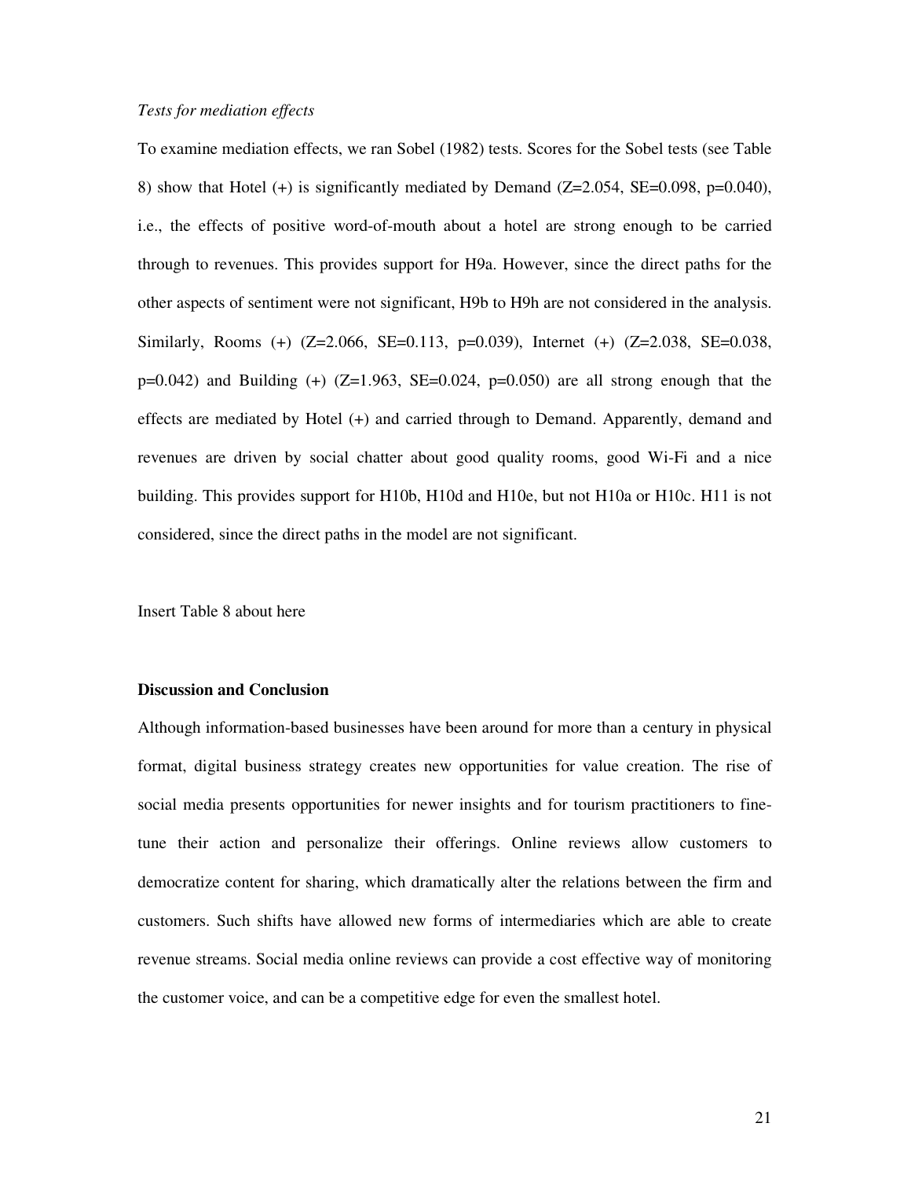*Tests for mediation effects*

To examine mediation effects, we ran Sobel (1982) tests. Scores for the Sobel tests (see Table 8) show that Hotel (+) is significantly mediated by Demand ($Z=2.054$, $SE=0.098$, $p=0.040$), i.e., the effects of positive word-of-mouth about a hotel are strong enough to be carried through to revenues. This provides support for H9a. However, since the direct paths for the other aspects of sentiment were not significant, H9b to H9h are not considered in the analysis. Similarly, Rooms (+) ($Z=2.066$, $SE=0.113$, $p=0.039$), Internet (+) ($Z=2.038$, $SE=0.038$, $p=0.042$) and Building (+) ($Z=1.963$, $SE=0.024$, $p=0.050$) are all strong enough that the effects are mediated by Hotel (+) and carried through to Demand. Apparently, demand and revenues are driven by social chatter about good quality rooms, good Wi-Fi and a nice building. This provides support for H10b, H10d and H10e, but not H10a or H10c. H11 is not considered, since the direct paths in the model are not significant.

Insert Table 8 about here

**Discussion and Conclusion**

Although information-based businesses have been around for more than a century in physical format, digital business strategy creates new opportunities for value creation. The rise of social media presents opportunities for newer insights and for tourism practitioners to fine-tune their action and personalize their offerings. Online reviews allow customers to democratize content for sharing, which dramatically alter the relations between the firm and customers. Such shifts have allowed new forms of intermediaries which are able to create revenue streams. Social media online reviews can provide a cost effective way of monitoring the customer voice, and can be a competitive edge for even the smallest hotel.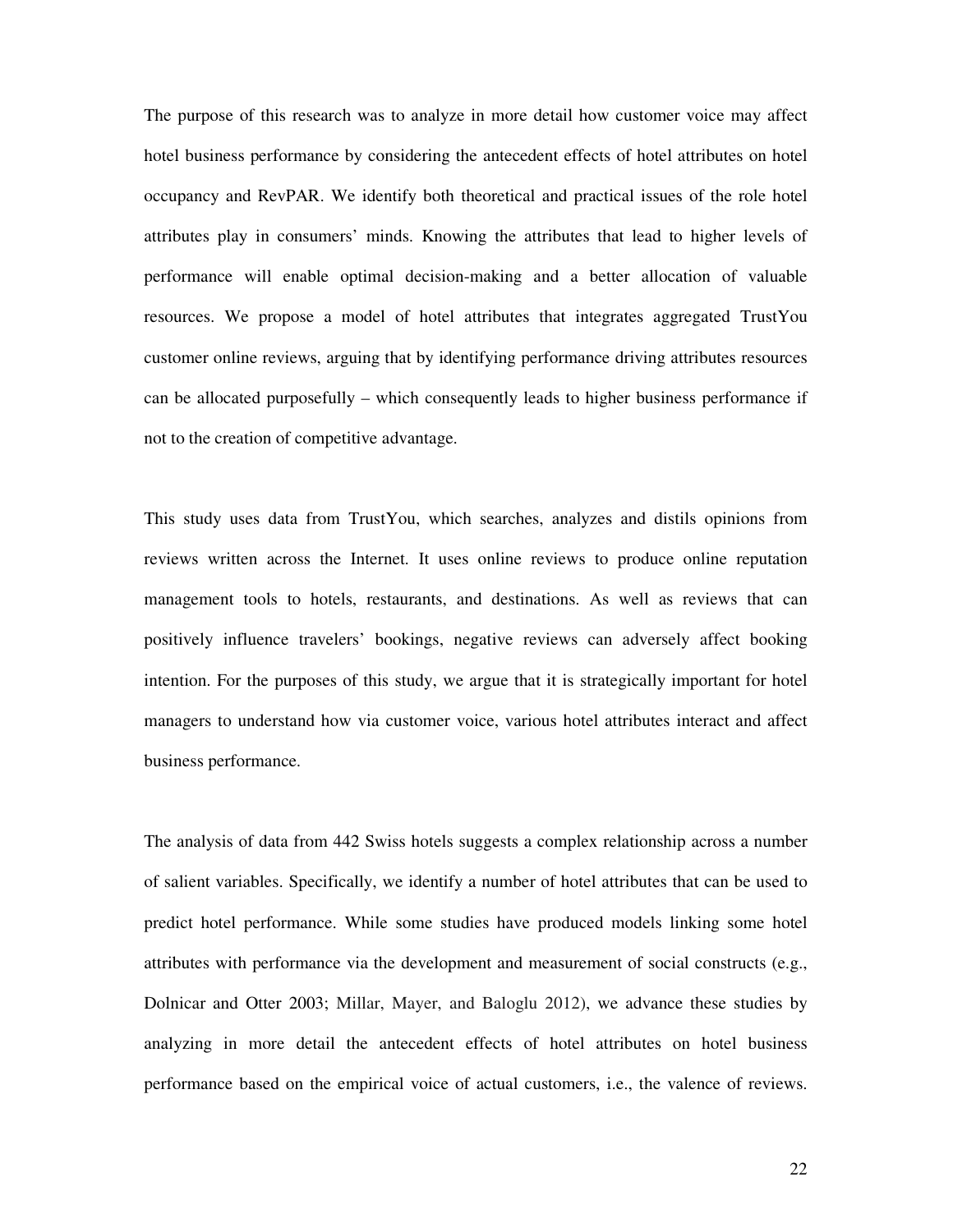The purpose of this research was to analyze in more detail how customer voice may affect hotel business performance by considering the antecedent effects of hotel attributes on hotel occupancy and RevPAR. We identify both theoretical and practical issues of the role hotel attributes play in consumers' minds. Knowing the attributes that lead to higher levels of performance will enable optimal decision-making and a better allocation of valuable resources. We propose a model of hotel attributes that integrates aggregated TrustYou customer online reviews, arguing that by identifying performance driving attributes resources can be allocated purposefully – which consequently leads to higher business performance if not to the creation of competitive advantage.

This study uses data from TrustYou, which searches, analyzes and distils opinions from reviews written across the Internet. It uses online reviews to produce online reputation management tools to hotels, restaurants, and destinations. As well as reviews that can positively influence travelers' bookings, negative reviews can adversely affect booking intention. For the purposes of this study, we argue that it is strategically important for hotel managers to understand how via customer voice, various hotel attributes interact and affect business performance.

The analysis of data from 442 Swiss hotels suggests a complex relationship across a number of salient variables. Specifically, we identify a number of hotel attributes that can be used to predict hotel performance. While some studies have produced models linking some hotel attributes with performance via the development and measurement of social constructs (e.g., Dolnicar and Otter 2003; Millar, Mayer, and Baloglu 2012), we advance these studies by analyzing in more detail the antecedent effects of hotel attributes on hotel business performance based on the empirical voice of actual customers, i.e., the valence of reviews.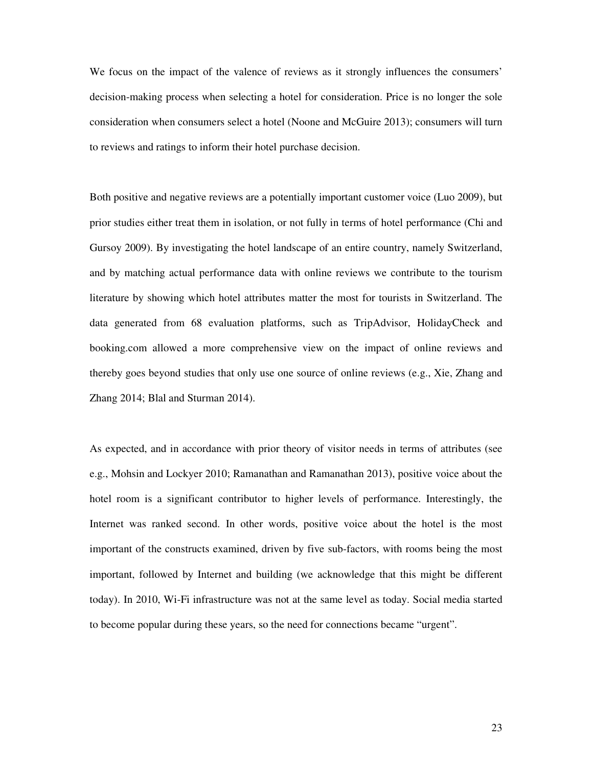We focus on the impact of the valence of reviews as it strongly influences the consumers' decision-making process when selecting a hotel for consideration. Price is no longer the sole consideration when consumers select a hotel (Noone and McGuire 2013); consumers will turn to reviews and ratings to inform their hotel purchase decision.

Both positive and negative reviews are a potentially important customer voice (Luo 2009), but prior studies either treat them in isolation, or not fully in terms of hotel performance (Chi and Gursoy 2009). By investigating the hotel landscape of an entire country, namely Switzerland, and by matching actual performance data with online reviews we contribute to the tourism literature by showing which hotel attributes matter the most for tourists in Switzerland. The data generated from 68 evaluation platforms, such as TripAdvisor, HolidayCheck and booking.com allowed a more comprehensive view on the impact of online reviews and thereby goes beyond studies that only use one source of online reviews (e.g., Xie, Zhang and Zhang 2014; Blal and Sturman 2014).

As expected, and in accordance with prior theory of visitor needs in terms of attributes (see e.g., Mohsin and Lockyer 2010; Ramanathan and Ramanathan 2013), positive voice about the hotel room is a significant contributor to higher levels of performance. Interestingly, the Internet was ranked second. In other words, positive voice about the hotel is the most important of the constructs examined, driven by five sub-factors, with rooms being the most important, followed by Internet and building (we acknowledge that this might be different today). In 2010, Wi-Fi infrastructure was not at the same level as today. Social media started to become popular during these years, so the need for connections became "urgent".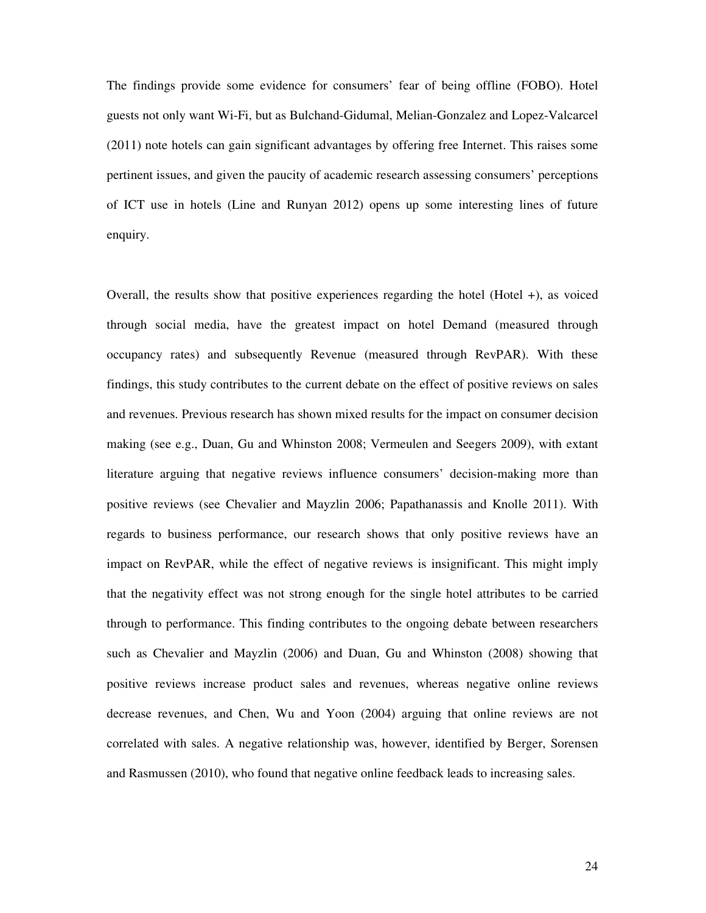The findings provide some evidence for consumers' fear of being offline (FOBO). Hotel guests not only want Wi-Fi, but as Bulchand-Gidumal, Melian-Gonzalez and Lopez-Valcarcel (2011) note hotels can gain significant advantages by offering free Internet. This raises some pertinent issues, and given the paucity of academic research assessing consumers' perceptions of ICT use in hotels (Line and Runyan 2012) opens up some interesting lines of future enquiry.

Overall, the results show that positive experiences regarding the hotel (Hotel +), as voiced through social media, have the greatest impact on hotel Demand (measured through occupancy rates) and subsequently Revenue (measured through RevPAR). With these findings, this study contributes to the current debate on the effect of positive reviews on sales and revenues. Previous research has shown mixed results for the impact on consumer decision making (see e.g., Duan, Gu and Whinston 2008; Vermeulen and Seegers 2009), with extant literature arguing that negative reviews influence consumers' decision-making more than positive reviews (see Chevalier and Mayzlin 2006; Papathanassis and Knolle 2011). With regards to business performance, our research shows that only positive reviews have an impact on RevPAR, while the effect of negative reviews is insignificant. This might imply that the negativity effect was not strong enough for the single hotel attributes to be carried through to performance. This finding contributes to the ongoing debate between researchers such as Chevalier and Mayzlin (2006) and Duan, Gu and Whinston (2008) showing that positive reviews increase product sales and revenues, whereas negative online reviews decrease revenues, and Chen, Wu and Yoon (2004) arguing that online reviews are not correlated with sales. A negative relationship was, however, identified by Berger, Sorensen and Rasmussen (2010), who found that negative online feedback leads to increasing sales.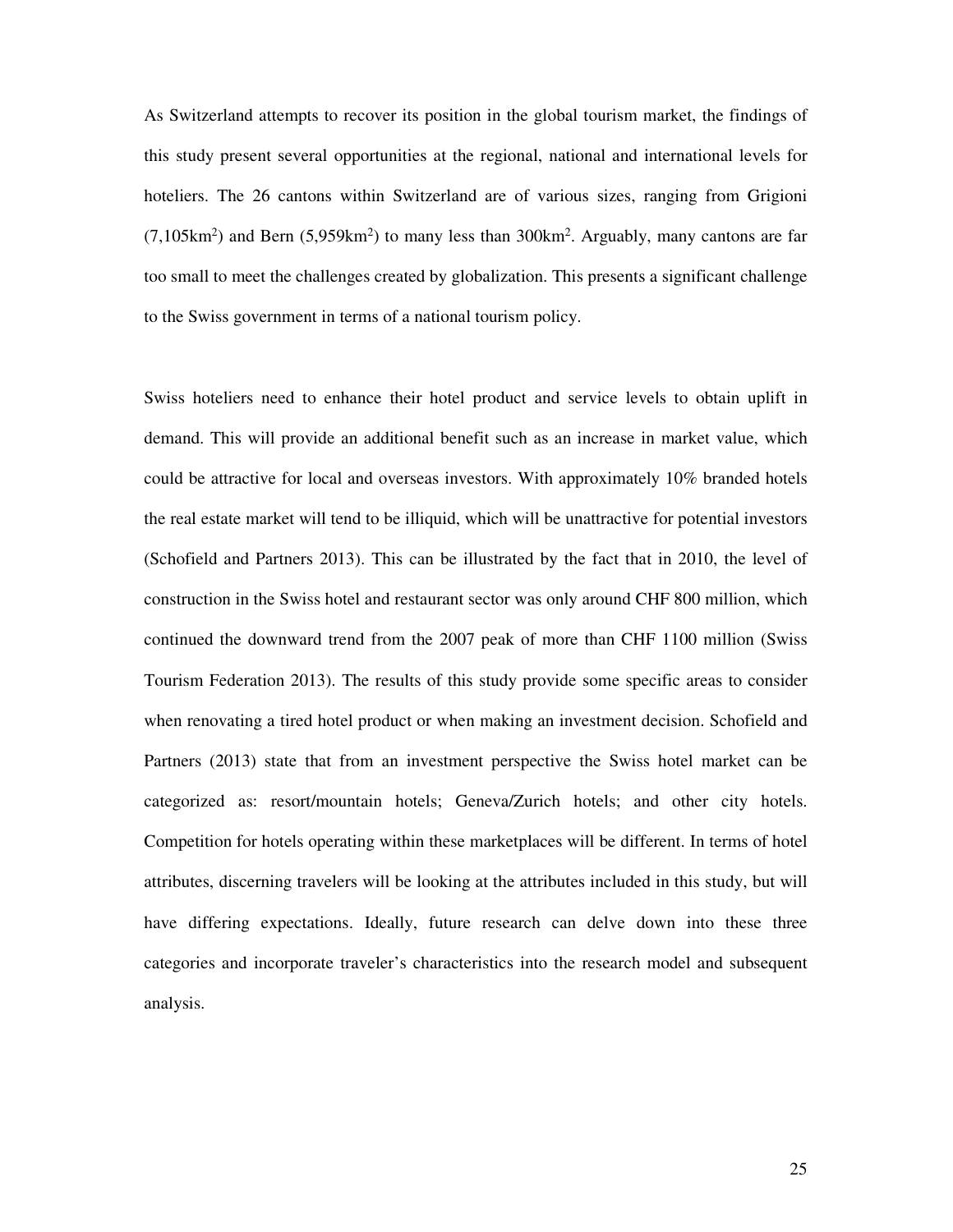As Switzerland attempts to recover its position in the global tourism market, the findings of this study present several opportunities at the regional, national and international levels for hoteliers. The 26 cantons within Switzerland are of various sizes, ranging from Grigioni (7,105km$^2$) and Bern (5,959km$^2$) to many less than 300km$^2$. Arguably, many cantons are far too small to meet the challenges created by globalization. This presents a significant challenge to the Swiss government in terms of a national tourism policy.

Swiss hoteliers need to enhance their hotel product and service levels to obtain uplift in demand. This will provide an additional benefit such as an increase in market value, which could be attractive for local and overseas investors. With approximately 10% branded hotels the real estate market will tend to be illiquid, which will be unattractive for potential investors (Schofield and Partners 2013). This can be illustrated by the fact that in 2010, the level of construction in the Swiss hotel and restaurant sector was only around CHF 800 million, which continued the downward trend from the 2007 peak of more than CHF 1100 million (Swiss Tourism Federation 2013). The results of this study provide some specific areas to consider when renovating a tired hotel product or when making an investment decision. Schofield and Partners (2013) state that from an investment perspective the Swiss hotel market can be categorized as: resort/mountain hotels; Geneva/Zurich hotels; and other city hotels. Competition for hotels operating within these marketplaces will be different. In terms of hotel attributes, discerning travelers will be looking at the attributes included in this study, but will have differing expectations. Ideally, future research can delve down into these three categories and incorporate traveler's characteristics into the research model and subsequent analysis.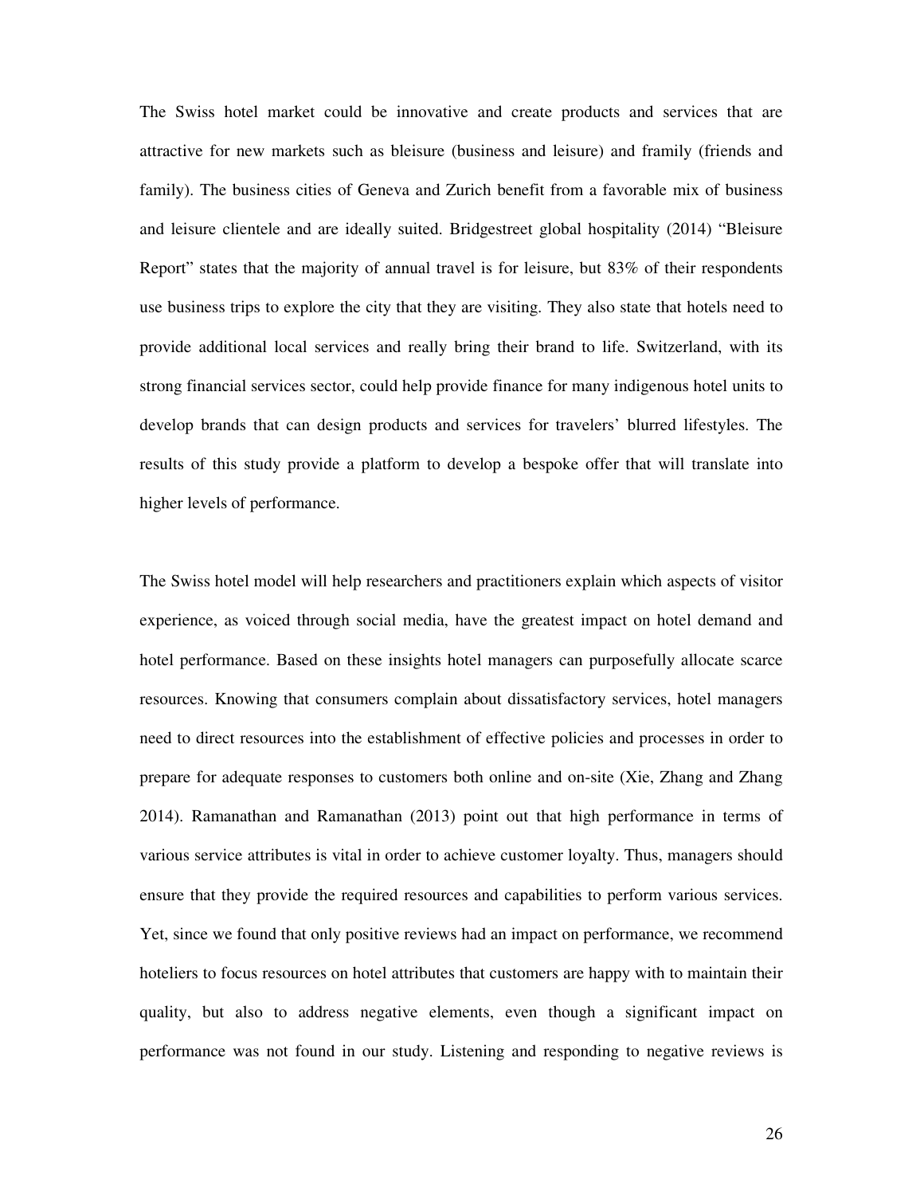The Swiss hotel market could be innovative and create products and services that are attractive for new markets such as bleisure (business and leisure) and framily (friends and family). The business cities of Geneva and Zurich benefit from a favorable mix of business and leisure clientele and are ideally suited. Bridgestreet global hospitality (2014) "Bleisure Report" states that the majority of annual travel is for leisure, but 83% of their respondents use business trips to explore the city that they are visiting. They also state that hotels need to provide additional local services and really bring their brand to life. Switzerland, with its strong financial services sector, could help provide finance for many indigenous hotel units to develop brands that can design products and services for travelers' blurred lifestyles. The results of this study provide a platform to develop a bespoke offer that will translate into higher levels of performance.

The Swiss hotel model will help researchers and practitioners explain which aspects of visitor experience, as voiced through social media, have the greatest impact on hotel demand and hotel performance. Based on these insights hotel managers can purposefully allocate scarce resources. Knowing that consumers complain about dissatisfactory services, hotel managers need to direct resources into the establishment of effective policies and processes in order to prepare for adequate responses to customers both online and on-site (Xie, Zhang and Zhang 2014). Ramanathan and Ramanathan (2013) point out that high performance in terms of various service attributes is vital in order to achieve customer loyalty. Thus, managers should ensure that they provide the required resources and capabilities to perform various services. Yet, since we found that only positive reviews had an impact on performance, we recommend hoteliers to focus resources on hotel attributes that customers are happy with to maintain their quality, but also to address negative elements, even though a significant impact on performance was not found in our study. Listening and responding to negative reviews is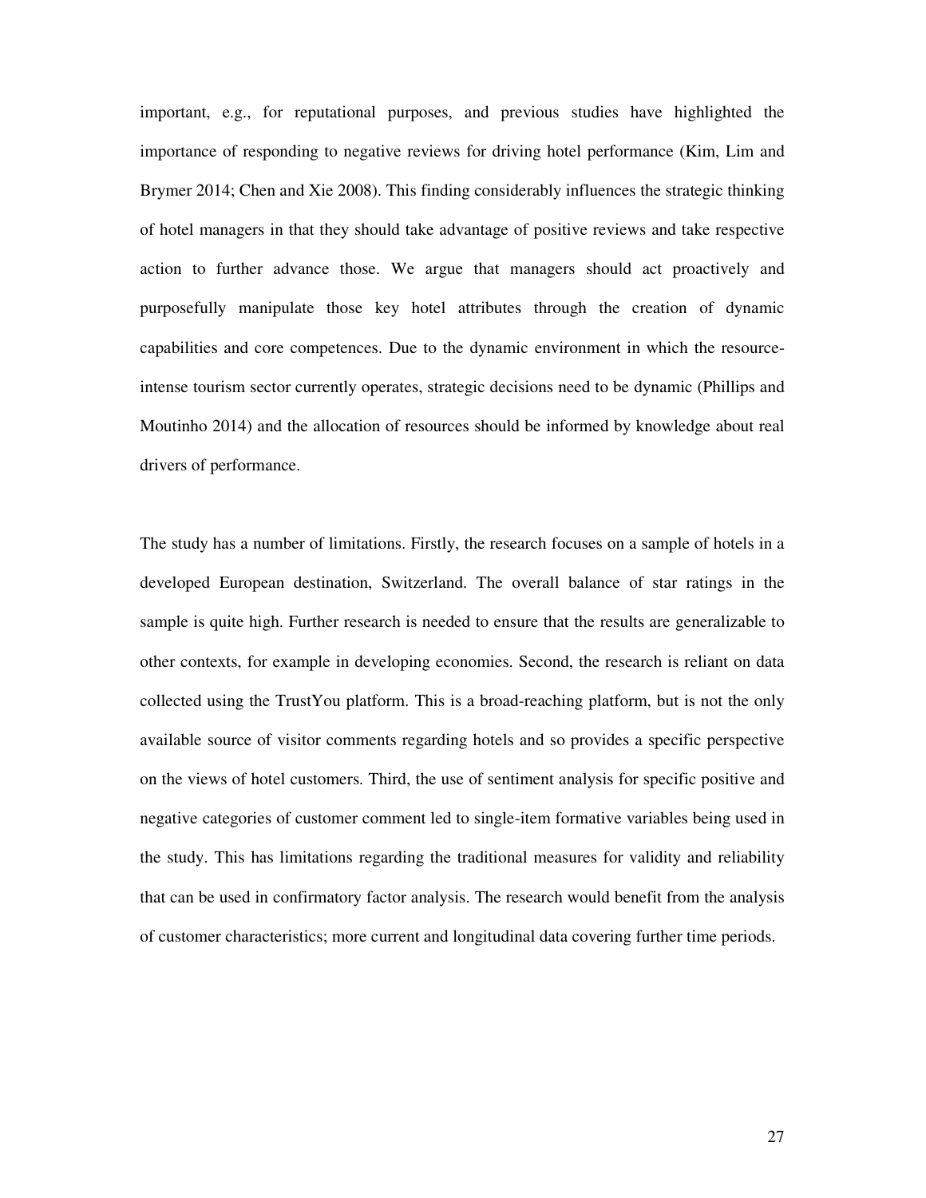important, e.g., for reputational purposes, and previous studies have highlighted the importance of responding to negative reviews for driving hotel performance (Kim, Lim and Brymer 2014; Chen and Xie 2008). This finding considerably influences the strategic thinking of hotel managers in that they should take advantage of positive reviews and take respective action to further advance those. We argue that managers should act proactively and purposefully manipulate those key hotel attributes through the creation of dynamic capabilities and core competences. Due to the dynamic environment in which the resource-intense tourism sector currently operates, strategic decisions need to be dynamic (Phillips and Moutinho 2014) and the allocation of resources should be informed by knowledge about real drivers of performance.

The study has a number of limitations. Firstly, the research focuses on a sample of hotels in a developed European destination, Switzerland. The overall balance of star ratings in the sample is quite high. Further research is needed to ensure that the results are generalizable to other contexts, for example in developing economies. Second, the research is reliant on data collected using the TrustYou platform. This is a broad-reaching platform, but is not the only available source of visitor comments regarding hotels and so provides a specific perspective on the views of hotel customers. Third, the use of sentiment analysis for specific positive and negative categories of customer comment led to single-item formative variables being used in the study. This has limitations regarding the traditional measures for validity and reliability that can be used in confirmatory factor analysis. The research would benefit from the analysis of customer characteristics; more current and longitudinal data covering further time periods.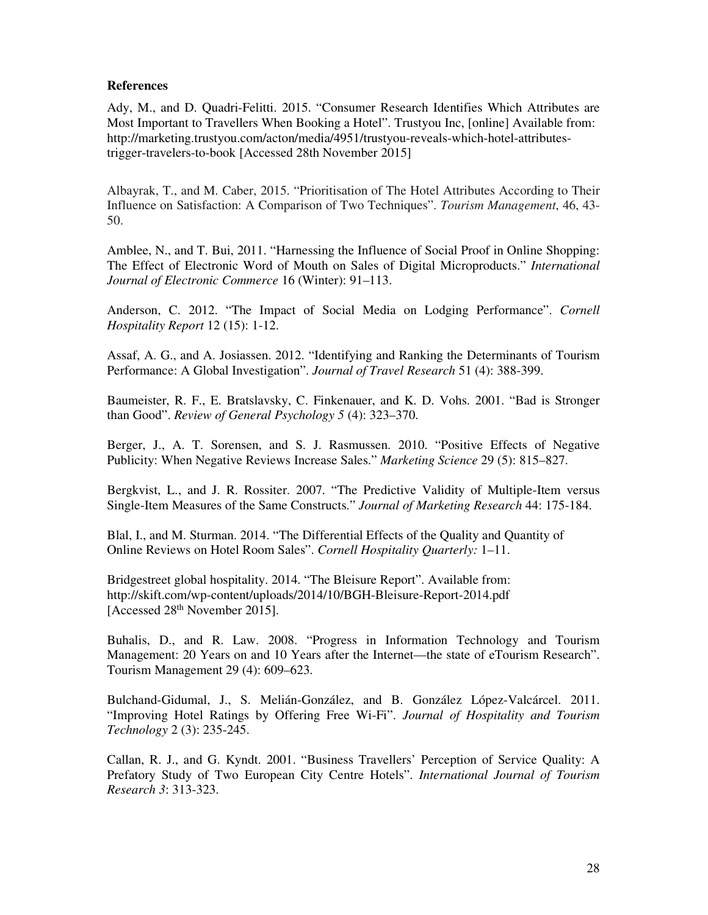**References**

Ady, M., and D. Quadri-Felitti. 2015. "Consumer Research Identifies Which Attributes are Most Important to Travellers When Booking a Hotel". Trustyou Inc, [online] Available from: http://marketing.trustyou.com/acton/media/4951/trustyou-reveals-which-hotel-attributes-trigger-travelers-to-book [Accessed 28th November 2015]

Albayrak, T., and M. Caber, 2015. "Prioritisation of The Hotel Attributes According to Their Influence on Satisfaction: A Comparison of Two Techniques". *Tourism Management*, 46, 43-50.

Amblee, N., and T. Bui, 2011. "Harnessing the Influence of Social Proof in Online Shopping: The Effect of Electronic Word of Mouth on Sales of Digital Microproducts." *International Journal of Electronic Commerce* 16 (Winter): 91–113.

Anderson, C. 2012. "The Impact of Social Media on Lodging Performance". *Cornell Hospitality Report* 12 (15): 1-12.

Assaf, A. G., and A. Josiassen. 2012. "Identifying and Ranking the Determinants of Tourism Performance: A Global Investigation". *Journal of Travel Research* 51 (4): 388-399.

Baumeister, R. F., E. Bratslavsky, C. Finkenauer, and K. D. Vohs. 2001. "Bad is Stronger than Good". *Review of General Psychology 5* (4): 323–370.

Berger, J., A. T. Sorensen, and S. J. Rasmussen. 2010. "Positive Effects of Negative Publicity: When Negative Reviews Increase Sales." *Marketing Science* 29 (5): 815–827.

Bergkvist, L., and J. R. Rossiter. 2007. "The Predictive Validity of Multiple-Item versus Single-Item Measures of the Same Constructs." *Journal of Marketing Research* 44: 175-184.

Blal, I., and M. Sturman. 2014. "The Differential Effects of the Quality and Quantity of Online Reviews on Hotel Room Sales". *Cornell Hospitality Quarterly:* 1–11.

Bridgestreet global hospitality. 2014. "The Bleisure Report". Available from: http://skift.com/wp-content/uploads/2014/10/BGH-Bleisure-Report-2014.pdf [Accessed 28th November 2015].

Buhalis, D., and R. Law. 2008. "Progress in Information Technology and Tourism Management: 20 Years on and 10 Years after the Internet—the state of eTourism Research". Tourism Management 29 (4): 609–623.

Bulchand-Gidumal, J., S. Melián-González, and B. González López-Valcárcel. 2011. "Improving Hotel Ratings by Offering Free Wi-Fi". *Journal of Hospitality and Tourism Technology* 2 (3): 235-245.

Callan, R. J., and G. Kyndt. 2001. "Business Travellers' Perception of Service Quality: A Prefatory Study of Two European City Centre Hotels". *International Journal of Tourism Research 3*: 313-323.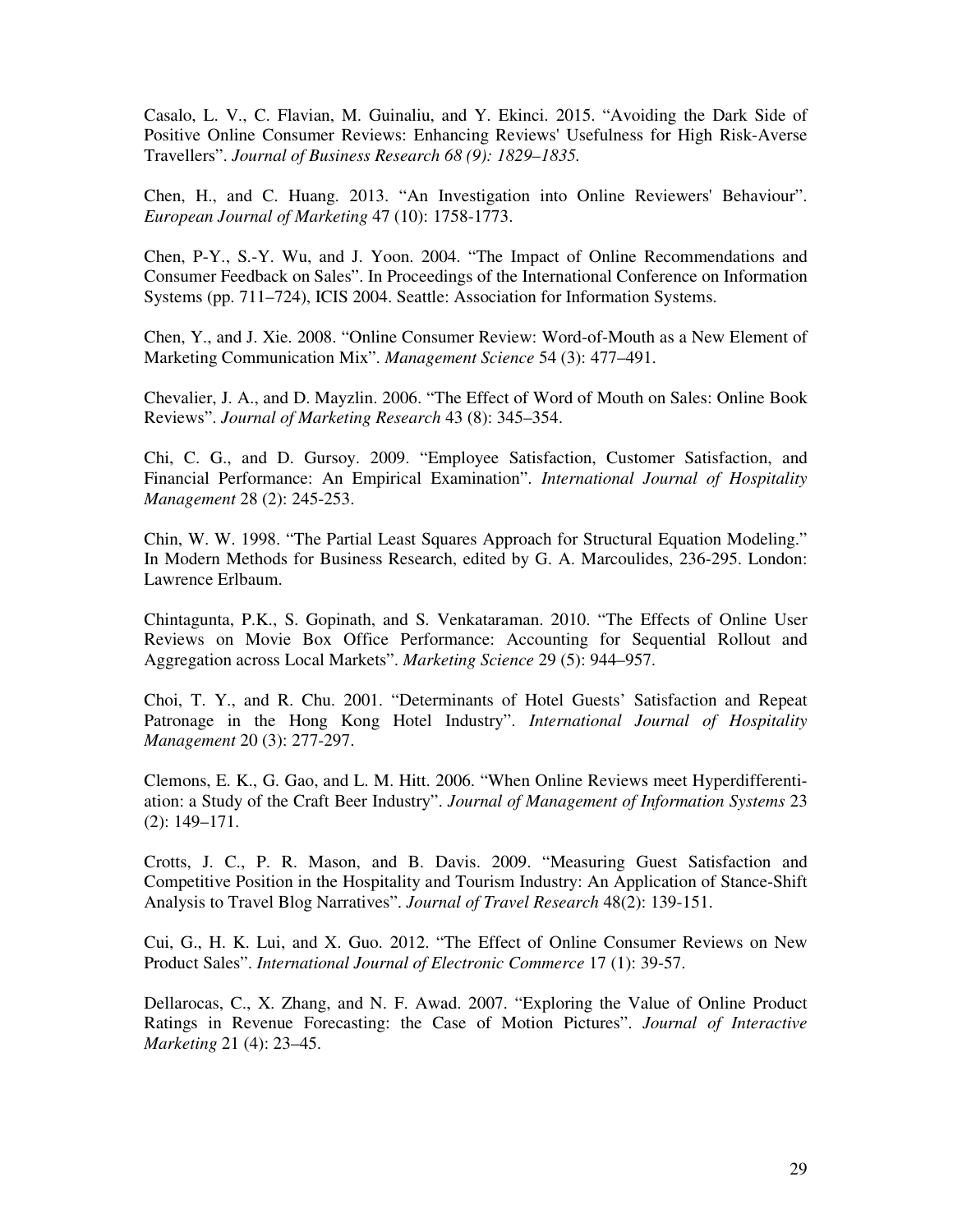Casalo, L. V., C. Flavian, M. Guinaliu, and Y. Ekinci. 2015. "Avoiding the Dark Side of Positive Online Consumer Reviews: Enhancing Reviews' Usefulness for High Risk-Averse Travellers". *Journal of Business Research 68 (9): 1829–1835.*

Chen, H., and C. Huang. 2013. "An Investigation into Online Reviewers' Behaviour". *European Journal of Marketing* 47 (10): 1758-1773.

Chen, P-Y., S.-Y. Wu, and J. Yoon. 2004. "The Impact of Online Recommendations and Consumer Feedback on Sales". In Proceedings of the International Conference on Information Systems (pp. 711–724), ICIS 2004. Seattle: Association for Information Systems.

Chen, Y., and J. Xie. 2008. "Online Consumer Review: Word-of-Mouth as a New Element of Marketing Communication Mix". *Management Science* 54 (3): 477–491.

Chevalier, J. A., and D. Mayzlin. 2006. "The Effect of Word of Mouth on Sales: Online Book Reviews". *Journal of Marketing Research* 43 (8): 345–354.

Chi, C. G., and D. Gursoy. 2009. "Employee Satisfaction, Customer Satisfaction, and Financial Performance: An Empirical Examination". *International Journal of Hospitality Management* 28 (2): 245-253.

Chin, W. W. 1998. "The Partial Least Squares Approach for Structural Equation Modeling." In Modern Methods for Business Research, edited by G. A. Marcoulides, 236-295. London: Lawrence Erlbaum.

Chintagunta, P.K., S. Gopinath, and S. Venkataraman. 2010. "The Effects of Online User Reviews on Movie Box Office Performance: Accounting for Sequential Rollout and Aggregation across Local Markets". *Marketing Science* 29 (5): 944–957.

Choi, T. Y., and R. Chu. 2001. "Determinants of Hotel Guests' Satisfaction and Repeat Patronage in the Hong Kong Hotel Industry". *International Journal of Hospitality Management* 20 (3): 277-297.

Clemons, E. K., G. Gao, and L. M. Hitt. 2006. "When Online Reviews meet Hyperdifferentiation: a Study of the Craft Beer Industry". *Journal of Management of Information Systems* 23 (2): 149–171.

Crotts, J. C., P. R. Mason, and B. Davis. 2009. "Measuring Guest Satisfaction and Competitive Position in the Hospitality and Tourism Industry: An Application of Stance-Shift Analysis to Travel Blog Narratives". *Journal of Travel Research* 48(2): 139-151.

Cui, G., H. K. Lui, and X. Guo. 2012. "The Effect of Online Consumer Reviews on New Product Sales". *International Journal of Electronic Commerce* 17 (1): 39-57.

Dellarocas, C., X. Zhang, and N. F. Awad. 2007. "Exploring the Value of Online Product Ratings in Revenue Forecasting: the Case of Motion Pictures". *Journal of Interactive Marketing* 21 (4): 23–45.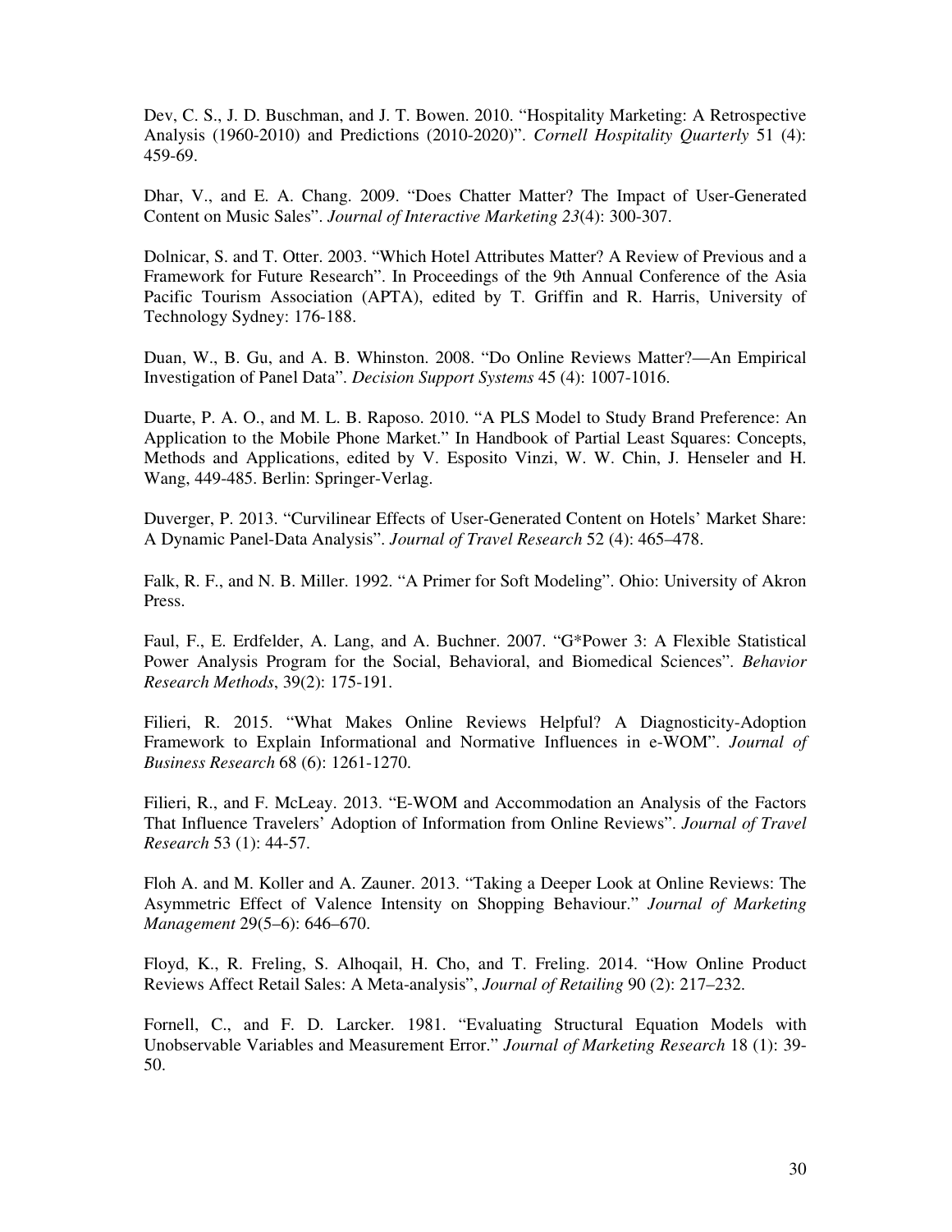Dev, C. S., J. D. Buschman, and J. T. Bowen. 2010. "Hospitality Marketing: A Retrospective Analysis (1960-2010) and Predictions (2010-2020)". *Cornell Hospitality Quarterly* 51 (4): 459-69.

Dhar, V., and E. A. Chang. 2009. "Does Chatter Matter? The Impact of User-Generated Content on Music Sales". *Journal of Interactive Marketing 23*(4): 300-307.

Dolnicar, S. and T. Otter. 2003. "Which Hotel Attributes Matter? A Review of Previous and a Framework for Future Research". In Proceedings of the 9th Annual Conference of the Asia Pacific Tourism Association (APTA), edited by T. Griffin and R. Harris, University of Technology Sydney: 176-188.

Duan, W., B. Gu, and A. B. Whinston. 2008. "Do Online Reviews Matter?—An Empirical Investigation of Panel Data". *Decision Support Systems* 45 (4): 1007-1016.

Duarte, P. A. O., and M. L. B. Raposo. 2010. "A PLS Model to Study Brand Preference: An Application to the Mobile Phone Market." In Handbook of Partial Least Squares: Concepts, Methods and Applications, edited by V. Esposito Vinzi, W. W. Chin, J. Henseler and H. Wang, 449-485. Berlin: Springer-Verlag.

Duverger, P. 2013. "Curvilinear Effects of User-Generated Content on Hotels' Market Share: A Dynamic Panel-Data Analysis". *Journal of Travel Research* 52 (4): 465–478.

Falk, R. F., and N. B. Miller. 1992. "A Primer for Soft Modeling". Ohio: University of Akron Press.

Faul, F., E. Erdfelder, A. Lang, and A. Buchner. 2007. "G*Power 3: A Flexible Statistical Power Analysis Program for the Social, Behavioral, and Biomedical Sciences". *Behavior Research Methods*, 39(2): 175-191.

Filieri, R. 2015. "What Makes Online Reviews Helpful? A Diagnosticity-Adoption Framework to Explain Informational and Normative Influences in e-WOM". *Journal of Business Research* 68 (6): 1261-1270.

Filieri, R., and F. McLeay. 2013. "E-WOM and Accommodation an Analysis of the Factors That Influence Travelers' Adoption of Information from Online Reviews". *Journal of Travel Research* 53 (1): 44-57.

Floh A. and M. Koller and A. Zauner. 2013. "Taking a Deeper Look at Online Reviews: The Asymmetric Effect of Valence Intensity on Shopping Behaviour." *Journal of Marketing Management* 29(5–6): 646–670.

Floyd, K., R. Freling, S. Alhoqail, H. Cho, and T. Freling. 2014. "How Online Product Reviews Affect Retail Sales: A Meta-analysis", *Journal of Retailing* 90 (2): 217–232.

Fornell, C., and F. D. Larcker. 1981. "Evaluating Structural Equation Models with Unobservable Variables and Measurement Error." *Journal of Marketing Research* 18 (1): 39-50.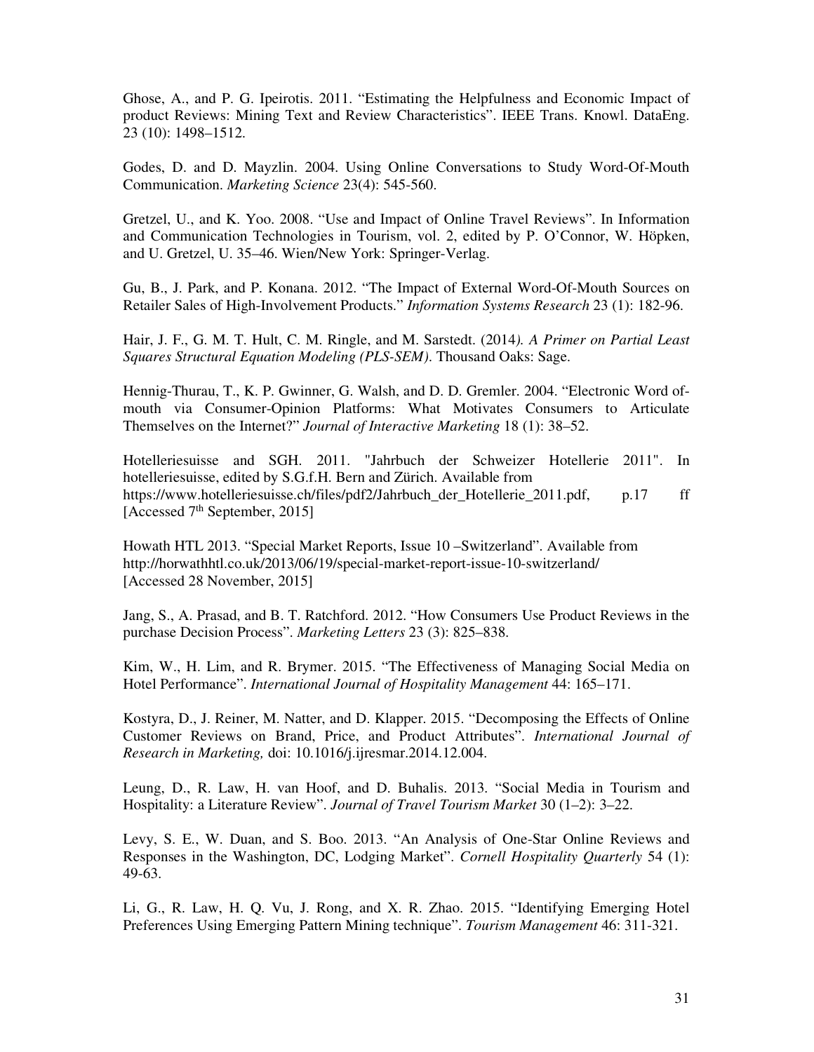Ghose, A., and P. G. Ipeirotis. 2011. "Estimating the Helpfulness and Economic Impact of product Reviews: Mining Text and Review Characteristics". IEEE Trans. Knowl. DataEng. 23 (10): 1498–1512.

Godes, D. and D. Mayzlin. 2004. Using Online Conversations to Study Word-Of-Mouth Communication. *Marketing Science* 23(4): 545-560.

Gretzel, U., and K. Yoo. 2008. "Use and Impact of Online Travel Reviews". In Information and Communication Technologies in Tourism, vol. 2, edited by P. O'Connor, W. Höpken, and U. Gretzel, U. 35–46. Wien/New York: Springer-Verlag.

Gu, B., J. Park, and P. Konana. 2012. "The Impact of External Word-Of-Mouth Sources on Retailer Sales of High-Involvement Products." *Information Systems Research* 23 (1): 182-96.

Hair, J. F., G. M. T. Hult, C. M. Ringle, and M. Sarstedt. (2014*). A Primer on Partial Least Squares Structural Equation Modeling (PLS-SEM)*. Thousand Oaks: Sage.

Hennig-Thurau, T., K. P. Gwinner, G. Walsh, and D. D. Gremler. 2004. "Electronic Word of-mouth via Consumer-Opinion Platforms: What Motivates Consumers to Articulate Themselves on the Internet?" *Journal of Interactive Marketing* 18 (1): 38–52.

Hotelleriesuisse and SGH. 2011. "Jahrbuch der Schweizer Hotellerie 2011". In hotelleriesuisse, edited by S.G.f.H. Bern and Zürich. Available from https://www.hotelleriesuisse.ch/files/pdf2/Jahrbuch_der_Hotellerie_2011.pdf, p.17 ff [Accessed 7th September, 2015]

Howath HTL 2013. "Special Market Reports, Issue 10 –Switzerland". Available from http://horwathhtl.co.uk/2013/06/19/special-market-report-issue-10-switzerland/ [Accessed 28 November, 2015]

Jang, S., A. Prasad, and B. T. Ratchford. 2012. "How Consumers Use Product Reviews in the purchase Decision Process". *Marketing Letters* 23 (3): 825–838.

Kim, W., H. Lim, and R. Brymer. 2015. "The Effectiveness of Managing Social Media on Hotel Performance". *International Journal of Hospitality Management* 44: 165–171.

Kostyra, D., J. Reiner, M. Natter, and D. Klapper. 2015. "Decomposing the Effects of Online Customer Reviews on Brand, Price, and Product Attributes". *International Journal of Research in Marketing,* doi: 10.1016/j.ijresmar.2014.12.004.

Leung, D., R. Law, H. van Hoof, and D. Buhalis. 2013. "Social Media in Tourism and Hospitality: a Literature Review". *Journal of Travel Tourism Market* 30 (1–2): 3–22.

Levy, S. E., W. Duan, and S. Boo. 2013. "An Analysis of One-Star Online Reviews and Responses in the Washington, DC, Lodging Market". *Cornell Hospitality Quarterly* 54 (1): 49-63.

Li, G., R. Law, H. Q. Vu, J. Rong, and X. R. Zhao. 2015. "Identifying Emerging Hotel Preferences Using Emerging Pattern Mining technique". *Tourism Management* 46: 311-321.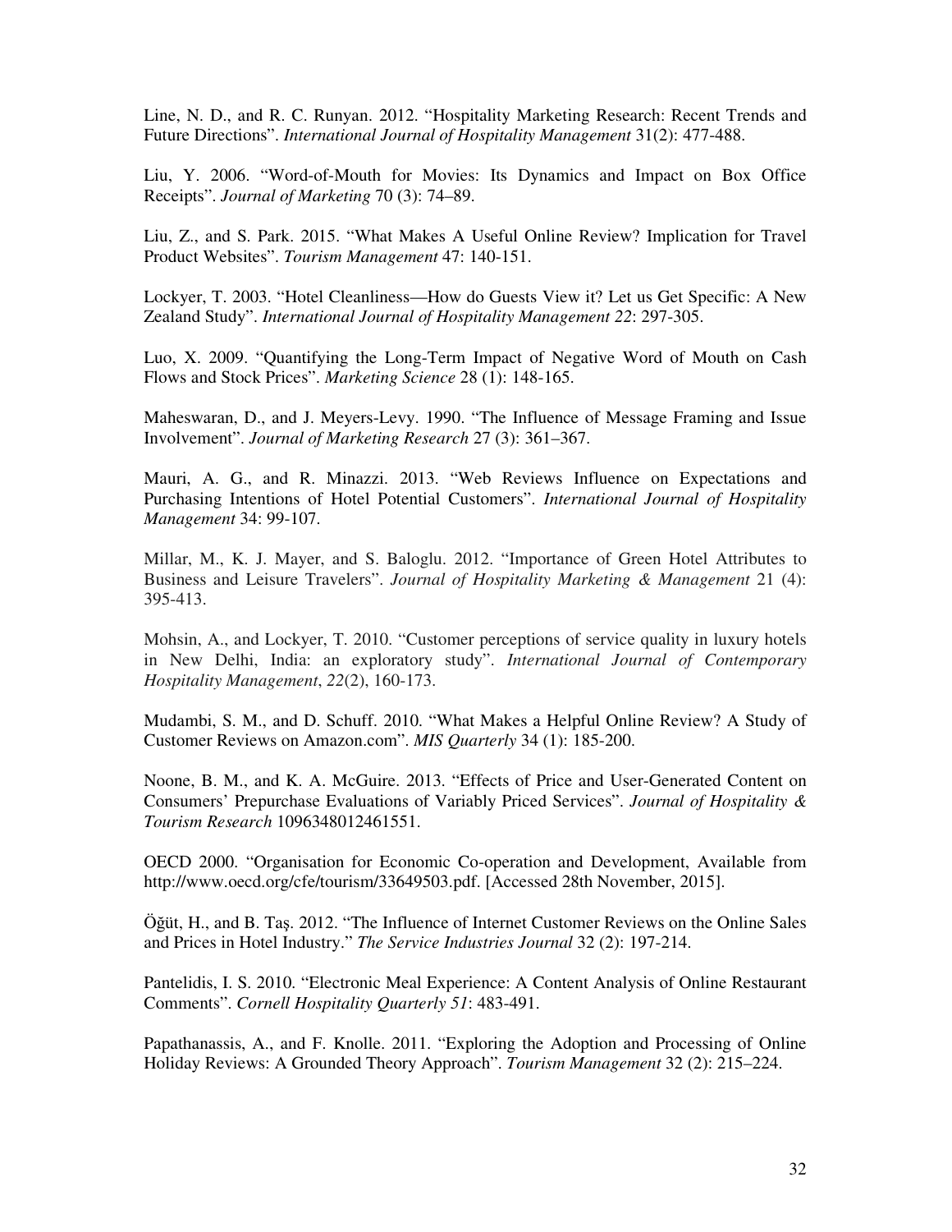Line, N. D., and R. C. Runyan. 2012. "Hospitality Marketing Research: Recent Trends and Future Directions". *International Journal of Hospitality Management* 31(2): 477-488.

Liu, Y. 2006. "Word-of-Mouth for Movies: Its Dynamics and Impact on Box Office Receipts". *Journal of Marketing* 70 (3): 74–89.

Liu, Z., and S. Park. 2015. "What Makes A Useful Online Review? Implication for Travel Product Websites". *Tourism Management* 47: 140-151.

Lockyer, T. 2003. "Hotel Cleanliness—How do Guests View it? Let us Get Specific: A New Zealand Study". *International Journal of Hospitality Management 22*: 297-305.

Luo, X. 2009. "Quantifying the Long-Term Impact of Negative Word of Mouth on Cash Flows and Stock Prices". *Marketing Science* 28 (1): 148-165.

Maheswaran, D., and J. Meyers-Levy. 1990. "The Influence of Message Framing and Issue Involvement". *Journal of Marketing Research* 27 (3): 361–367.

Mauri, A. G., and R. Minazzi. 2013. "Web Reviews Influence on Expectations and Purchasing Intentions of Hotel Potential Customers". *International Journal of Hospitality Management* 34: 99-107.

Millar, M., K. J. Mayer, and S. Baloglu. 2012. "Importance of Green Hotel Attributes to Business and Leisure Travelers". *Journal of Hospitality Marketing & Management* 21 (4): 395-413.

Mohsin, A., and Lockyer, T. 2010. "Customer perceptions of service quality in luxury hotels in New Delhi, India: an exploratory study". *International Journal of Contemporary Hospitality Management*, *22*(2), 160-173.

Mudambi, S. M., and D. Schuff. 2010. "What Makes a Helpful Online Review? A Study of Customer Reviews on Amazon.com". *MIS Quarterly* 34 (1): 185-200.

Noone, B. M., and K. A. McGuire. 2013. "Effects of Price and User-Generated Content on Consumers' Prepurchase Evaluations of Variably Priced Services". *Journal of Hospitality & Tourism Research* 1096348012461551.

OECD 2000. "Organisation for Economic Co-operation and Development, Available from http://www.oecd.org/cfe/tourism/33649503.pdf. [Accessed 28th November, 2015].

Öğüt, H., and B. Taş. 2012. "The Influence of Internet Customer Reviews on the Online Sales and Prices in Hotel Industry." *The Service Industries Journal* 32 (2): 197-214.

Pantelidis, I. S. 2010. "Electronic Meal Experience: A Content Analysis of Online Restaurant Comments". *Cornell Hospitality Quarterly 51*: 483-491.

Papathanassis, A., and F. Knolle. 2011. "Exploring the Adoption and Processing of Online Holiday Reviews: A Grounded Theory Approach". *Tourism Management* 32 (2): 215–224.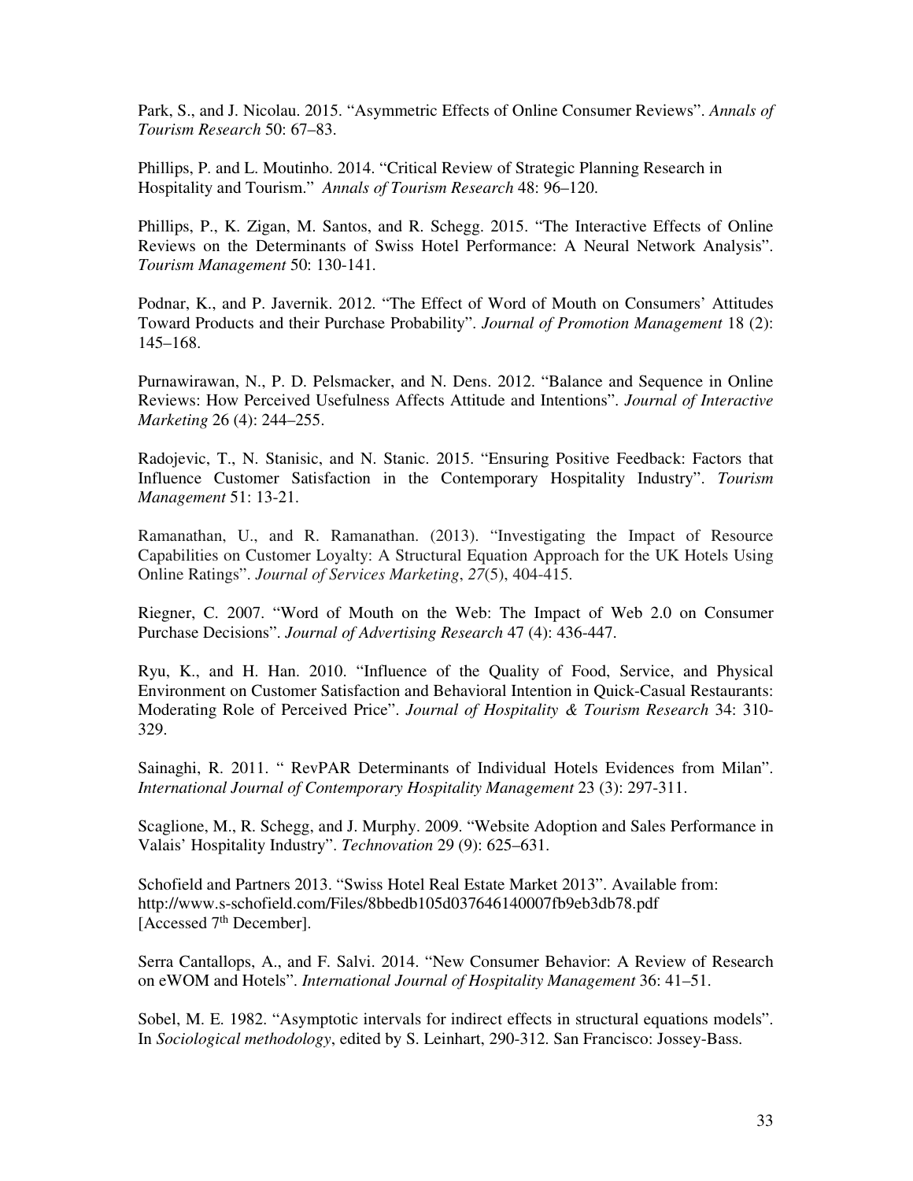Park, S., and J. Nicolau. 2015. "Asymmetric Effects of Online Consumer Reviews". *Annals of Tourism Research* 50: 67–83.

Phillips, P. and L. Moutinho. 2014. "Critical Review of Strategic Planning Research in Hospitality and Tourism." *Annals of Tourism Research* 48: 96–120.

Phillips, P., K. Zigan, M. Santos, and R. Schegg. 2015. "The Interactive Effects of Online Reviews on the Determinants of Swiss Hotel Performance: A Neural Network Analysis". *Tourism Management* 50: 130-141.

Podnar, K., and P. Javernik. 2012. "The Effect of Word of Mouth on Consumers' Attitudes Toward Products and their Purchase Probability". *Journal of Promotion Management* 18 (2): 145–168.

Purnawirawan, N., P. D. Pelsmacker, and N. Dens. 2012. "Balance and Sequence in Online Reviews: How Perceived Usefulness Affects Attitude and Intentions". *Journal of Interactive Marketing* 26 (4): 244–255.

Radojevic, T., N. Stanisic, and N. Stanic. 2015. "Ensuring Positive Feedback: Factors that Influence Customer Satisfaction in the Contemporary Hospitality Industry". *Tourism Management* 51: 13-21.

Ramanathan, U., and R. Ramanathan. (2013). "Investigating the Impact of Resource Capabilities on Customer Loyalty: A Structural Equation Approach for the UK Hotels Using Online Ratings". *Journal of Services Marketing*, *27*(5), 404-415.

Riegner, C. 2007. "Word of Mouth on the Web: The Impact of Web 2.0 on Consumer Purchase Decisions". *Journal of Advertising Research* 47 (4): 436-447.

Ryu, K., and H. Han. 2010. "Influence of the Quality of Food, Service, and Physical Environment on Customer Satisfaction and Behavioral Intention in Quick-Casual Restaurants: Moderating Role of Perceived Price". *Journal of Hospitality & Tourism Research* 34: 310-329.

Sainaghi, R. 2011. " RevPAR Determinants of Individual Hotels Evidences from Milan". *International Journal of Contemporary Hospitality Management* 23 (3): 297-311.

Scaglione, M., R. Schegg, and J. Murphy. 2009. "Website Adoption and Sales Performance in Valais' Hospitality Industry". *Technovation* 29 (9): 625–631.

Schofield and Partners 2013. "Swiss Hotel Real Estate Market 2013". Available from: http://www.s-schofield.com/Files/8bbedb105d037646140007fb9eb3db78.pdf [Accessed 7th December].

Serra Cantallops, A., and F. Salvi. 2014. "New Consumer Behavior: A Review of Research on eWOM and Hotels". *International Journal of Hospitality Management* 36: 41–51.

Sobel, M. E. 1982. "Asymptotic intervals for indirect effects in structural equations models". In *Sociological methodology*, edited by S. Leinhart, 290-312. San Francisco: Jossey-Bass.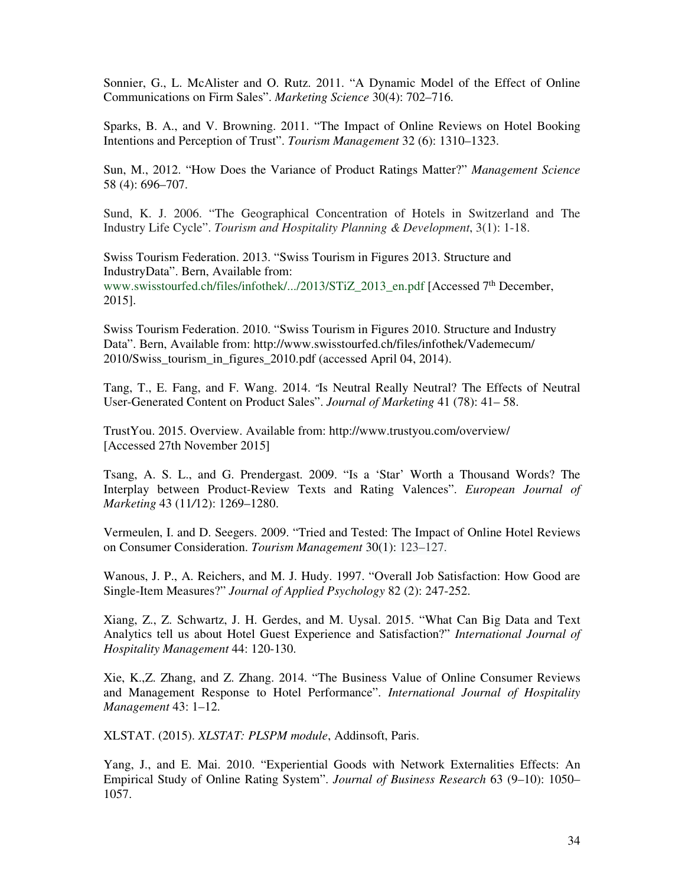Sonnier, G., L. McAlister and O. Rutz. 2011. "A Dynamic Model of the Effect of Online Communications on Firm Sales". *Marketing Science* 30(4): 702–716.

Sparks, B. A., and V. Browning. 2011. "The Impact of Online Reviews on Hotel Booking Intentions and Perception of Trust". *Tourism Management* 32 (6): 1310–1323.

Sun, M., 2012. "How Does the Variance of Product Ratings Matter?" *Management Science* 58 (4): 696–707.

Sund, K. J. 2006. "The Geographical Concentration of Hotels in Switzerland and The Industry Life Cycle". *Tourism and Hospitality Planning & Development*, 3(1): 1-18.

Swiss Tourism Federation. 2013. "Swiss Tourism in Figures 2013. Structure and IndustryData". Bern, Available from: www.swisstourfed.ch/files/infothek/.../2013/STiZ_2013_en.pdf [Accessed 7th December, 2015].

Swiss Tourism Federation. 2010. "Swiss Tourism in Figures 2010. Structure and Industry Data". Bern, Available from: http://www.swisstourfed.ch/files/infothek/Vademecum/2010/Swiss_tourism_in_figures_2010.pdf (accessed April 04, 2014).

Tang, T., E. Fang, and F. Wang. 2014. "Is Neutral Really Neutral? The Effects of Neutral User-Generated Content on Product Sales". *Journal of Marketing* 41 (78): 41– 58.

TrustYou. 2015. Overview. Available from: http://www.trustyou.com/overview/ [Accessed 27th November 2015]

Tsang, A. S. L., and G. Prendergast. 2009. "Is a 'Star' Worth a Thousand Words? The Interplay between Product-Review Texts and Rating Valences". *European Journal of Marketing* 43 (11/12): 1269–1280.

Vermeulen, I. and D. Seegers. 2009. "Tried and Tested: The Impact of Online Hotel Reviews on Consumer Consideration. *Tourism Management* 30(1): 123–127.

Wanous, J. P., A. Reichers, and M. J. Hudy. 1997. "Overall Job Satisfaction: How Good are Single-Item Measures?" *Journal of Applied Psychology* 82 (2): 247-252.

Xiang, Z., Z. Schwartz, J. H. Gerdes, and M. Uysal. 2015. "What Can Big Data and Text Analytics tell us about Hotel Guest Experience and Satisfaction?" *International Journal of Hospitality Management* 44: 120-130.

Xie, K.,Z. Zhang, and Z. Zhang. 2014. "The Business Value of Online Consumer Reviews and Management Response to Hotel Performance". *International Journal of Hospitality Management* 43: 1–12.

XLSTAT. (2015). *XLSTAT: PLSPM module*, Addinsoft, Paris.

Yang, J., and E. Mai. 2010. "Experiential Goods with Network Externalities Effects: An Empirical Study of Online Rating System". *Journal of Business Research* 63 (9–10): 1050–1057.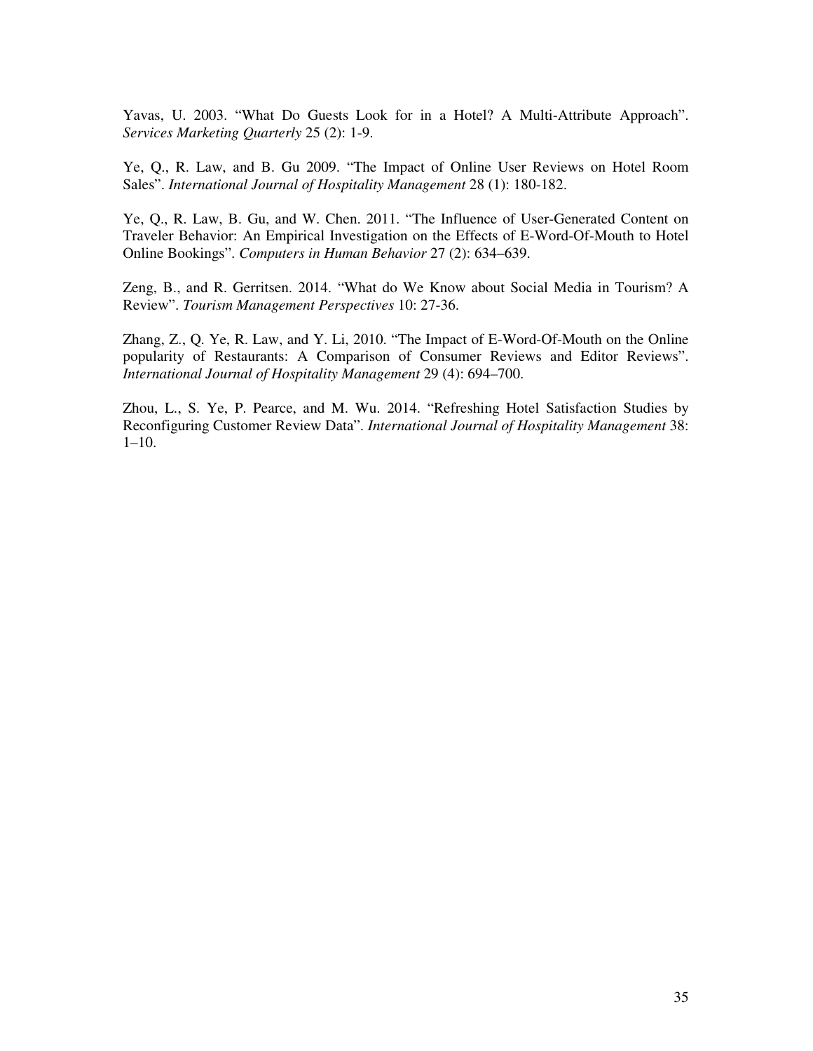Yavas, U. 2003. “What Do Guests Look for in a Hotel? A Multi-Attribute Approach”. *Services Marketing Quarterly* 25 (2): 1-9.

Ye, Q., R. Law, and B. Gu 2009. “The Impact of Online User Reviews on Hotel Room Sales”. *International Journal of Hospitality Management* 28 (1): 180-182.

Ye, Q., R. Law, B. Gu, and W. Chen. 2011. “The Influence of User-Generated Content on Traveler Behavior: An Empirical Investigation on the Effects of E-Word-Of-Mouth to Hotel Online Bookings”. *Computers in Human Behavior* 27 (2): 634–639.

Zeng, B., and R. Gerritsen. 2014. “What do We Know about Social Media in Tourism? A Review”. *Tourism Management Perspectives* 10: 27-36.

Zhang, Z., Q. Ye, R. Law, and Y. Li, 2010. “The Impact of E-Word-Of-Mouth on the Online popularity of Restaurants: A Comparison of Consumer Reviews and Editor Reviews”. *International Journal of Hospitality Management* 29 (4): 694–700.

Zhou, L., S. Ye, P. Pearce, and M. Wu. 2014. “Refreshing Hotel Satisfaction Studies by Reconfiguring Customer Review Data”. *International Journal of Hospitality Management* 38: 1–10.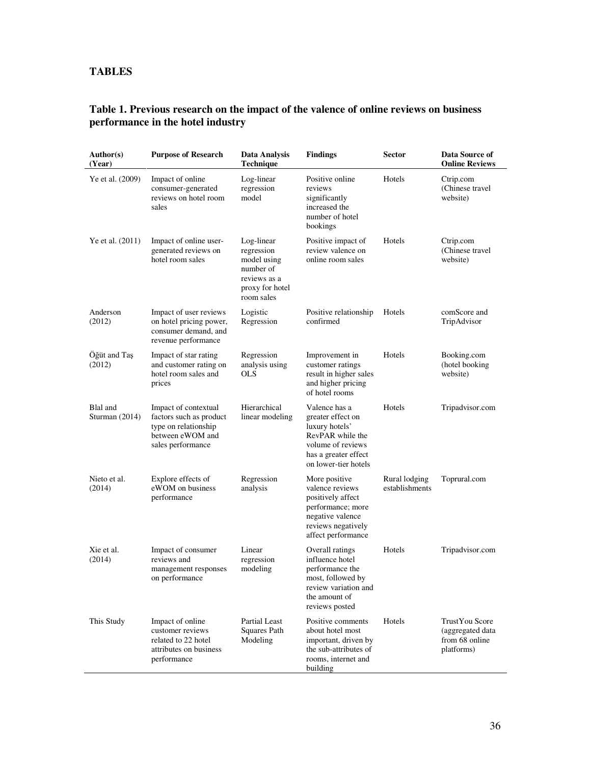# TABLES

## Table 1. Previous research on the impact of the valence of online reviews on business performance in the hotel industry

| Author(s) (Year) | Purpose of Research | Data Analysis Technique | Findings | Sector | Data Source of Online Reviews |
|---|---|---|---|---|---|
| Ye et al. (2009) | Impact of online consumer-generated reviews on hotel room sales | Log-linear regression model | Positive online reviews significantly increased the number of hotel bookings | Hotels | Ctrip.com (Chinese travel website) |
| Ye et al. (2011) | Impact of online user-generated reviews on hotel room sales | Log-linear regression model using number of reviews as a proxy for hotel room sales | Positive impact of review valence on online room sales | Hotels | Ctrip.com (Chinese travel website) |
| Anderson (2012) | Impact of user reviews on hotel pricing power, consumer demand, and revenue performance | Logistic Regression | Positive relationship confirmed | Hotels | comScore and TripAdvisor |
| Öğüt and Taş (2012) | Impact of star rating and customer rating on hotel room sales and prices | Regression analysis using OLS | Improvement in customer ratings result in higher sales and higher pricing of hotel rooms | Hotels | Booking.com (hotel booking website) |
| Blal and Sturman (2014) | Impact of contextual factors such as product type on relationship between eWOM and sales performance | Hierarchical linear modeling | Valence has a greater effect on luxury hotels' RevPAR while the volume of reviews has a greater effect on lower-tier hotels | Hotels | Tripadvisor.com |
| Nieto et al. (2014) | Explore effects of eWOM on business performance | Regression analysis | More positive valence reviews positively affect performance; more negative valence reviews negatively affect performance | Rural lodging establishments | Toprural.com |
| Xie et al. (2014) | Impact of consumer reviews and management responses on performance | Linear regression modeling | Overall ratings influence hotel performance the most, followed by review variation and the amount of reviews posted | Hotels | Tripadvisor.com |
| This Study | Impact of online customer reviews related to 22 hotel attributes on business performance | Partial Least Squares Path Modeling | Positive comments about hotel most important, driven by the sub-attributes of rooms, internet and building | Hotels | TrustYou Score (aggregated data from 68 online platforms) |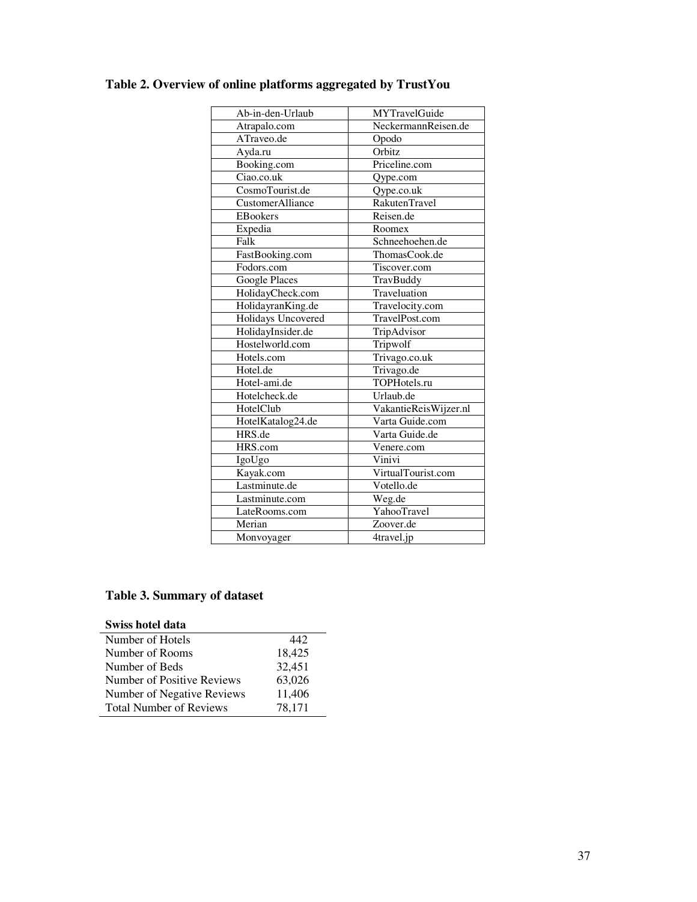**Table 2. Overview of online platforms aggregated by TrustYou**

| | |
|---|---|
| Ab-in-den-Urlaub | MYTravelGuide |
| Atrapalo.com | NeckermannReisen.de |
| ATraveo.de | Opodo |
| Ayda.ru | Orbitz |
| Booking.com | Priceline.com |
| Ciao.co.uk | Qype.com |
| CosmoTourist.de | Qype.co.uk |
| CustomerAlliance | RakutenTravel |
| EBookers | Reisen.de |
| Expedia | Roomex |
| Falk | Schneehoehen.de |
| FastBooking.com | ThomasCook.de |
| Fodors.com | Tiscover.com |
| Google Places | TravBuddy |
| HolidayCheck.com | Traveluation |
| HolidayranKing.de | Travelocity.com |
| Holidays Uncovered | TravelPost.com |
| HolidayInsider.de | TripAdvisor |
| Hostelworld.com | Tripwolf |
| Hotels.com | Trivago.co.uk |
| Hotel.de | Trivago.de |
| Hotel-ami.de | TOPHotels.ru |
| Hotelcheck.de | Urlaub.de |
| HotelClub | VakantieReisWijzer.nl |
| HotelKatalog24.de | Varta Guide.com |
| HRS.de | Varta Guide.de |
| HRS.com | Venere.com |
| IgoUgo | Vinivi |
| Kayak.com | VirtualTourist.com |
| Lastminute.de | Votello.de |
| Lastminute.com | Weg.de |
| LateRooms.com | YahooTravel |
| Merian | Zoover.de |
| Monvoyager | 4travel.jp |

**Table 3. Summary of dataset**

| **Swiss hotel data** | |
|---|---|
| Number of Hotels | 442 |
| Number of Rooms | 18,425 |
| Number of Beds | 32,451 |
| Number of Positive Reviews | 63,026 |
| Number of Negative Reviews | 11,406 |
| Total Number of Reviews | 78,171 |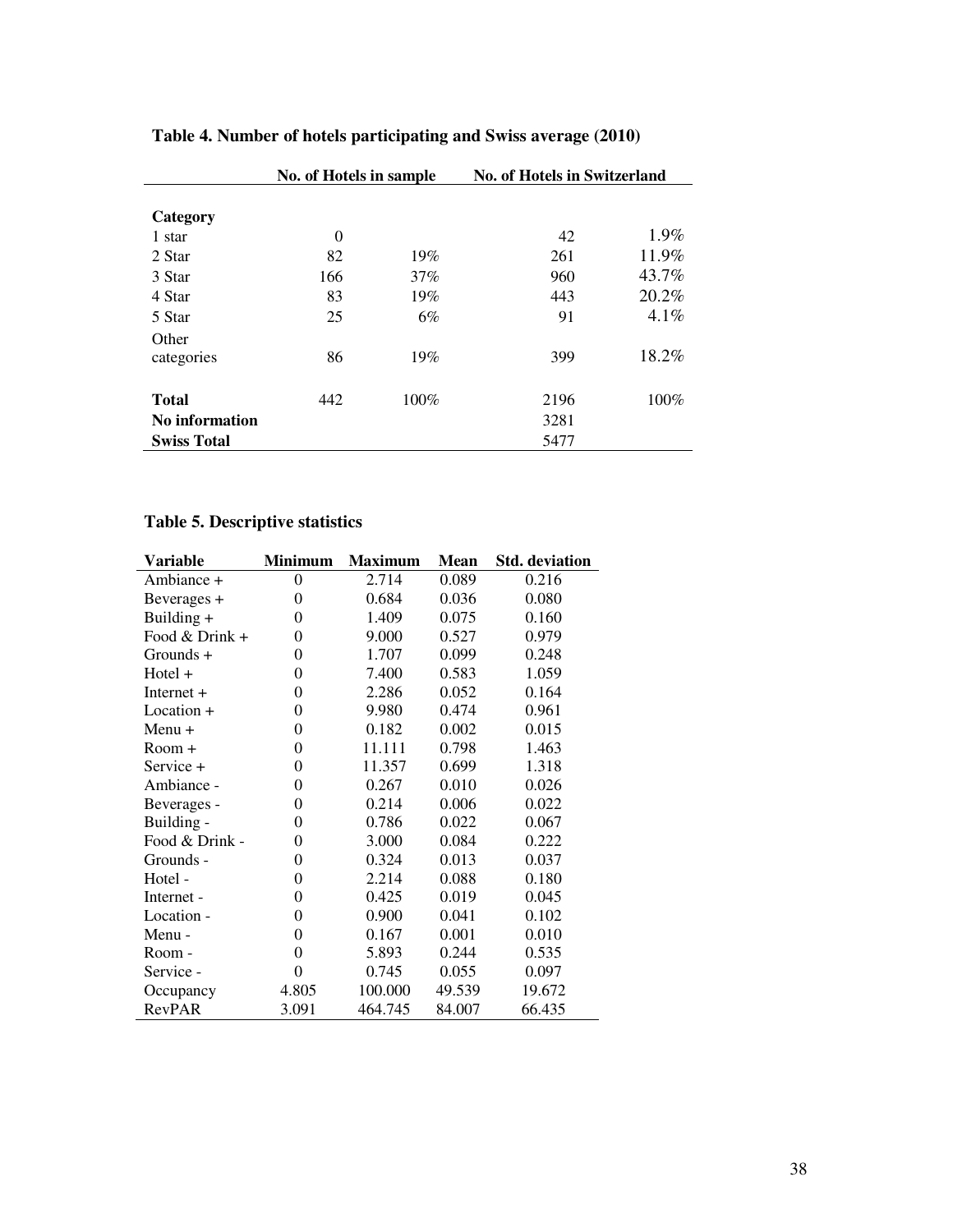**Table 4. Number of hotels participating and Swiss average (2010)**

| | No. of Hotels in sample | | No. of Hotels in Switzerland | |
|---|---|---|---|---|
| **Category** | | | | |
| 1 star | 0 | | 42 | 1.9% |
| 2 Star | 82 | 19% | 261 | 11.9% |
| 3 Star | 166 | 37% | 960 | 43.7% |
| 4 Star | 83 | 19% | 443 | 20.2% |
| 5 Star | 25 | 6% | 91 | 4.1% |
| Other categories | 86 | 19% | 399 | 18.2% |
| **Total** | 442 | 100% | 2196 | 100% |
| **No information** | | | 3281 | |
| **Swiss Total** | | | 5477 | |

**Table 5. Descriptive statistics**

| Variable | Minimum | Maximum | Mean | Std. deviation |
|---|---|---|---|---|
| Ambiance + | 0 | 2.714 | 0.089 | 0.216 |
| Beverages + | 0 | 0.684 | 0.036 | 0.080 |
| Building + | 0 | 1.409 | 0.075 | 0.160 |
| Food & Drink + | 0 | 9.000 | 0.527 | 0.979 |
| Grounds + | 0 | 1.707 | 0.099 | 0.248 |
| Hotel + | 0 | 7.400 | 0.583 | 1.059 |
| Internet + | 0 | 2.286 | 0.052 | 0.164 |
| Location + | 0 | 9.980 | 0.474 | 0.961 |
| Menu + | 0 | 0.182 | 0.002 | 0.015 |
| Room + | 0 | 11.111 | 0.798 | 1.463 |
| Service + | 0 | 11.357 | 0.699 | 1.318 |
| Ambiance - | 0 | 0.267 | 0.010 | 0.026 |
| Beverages - | 0 | 0.214 | 0.006 | 0.022 |
| Building - | 0 | 0.786 | 0.022 | 0.067 |
| Food & Drink - | 0 | 3.000 | 0.084 | 0.222 |
| Grounds - | 0 | 0.324 | 0.013 | 0.037 |
| Hotel - | 0 | 2.214 | 0.088 | 0.180 |
| Internet - | 0 | 0.425 | 0.019 | 0.045 |
| Location - | 0 | 0.900 | 0.041 | 0.102 |
| Menu - | 0 | 0.167 | 0.001 | 0.010 |
| Room - | 0 | 5.893 | 0.244 | 0.535 |
| Service - | 0 | 0.745 | 0.055 | 0.097 |
| Occupancy | 4.805 | 100.000 | 49.539 | 19.672 |
| RevPAR | 3.091 | 464.745 | 84.007 | 66.435 |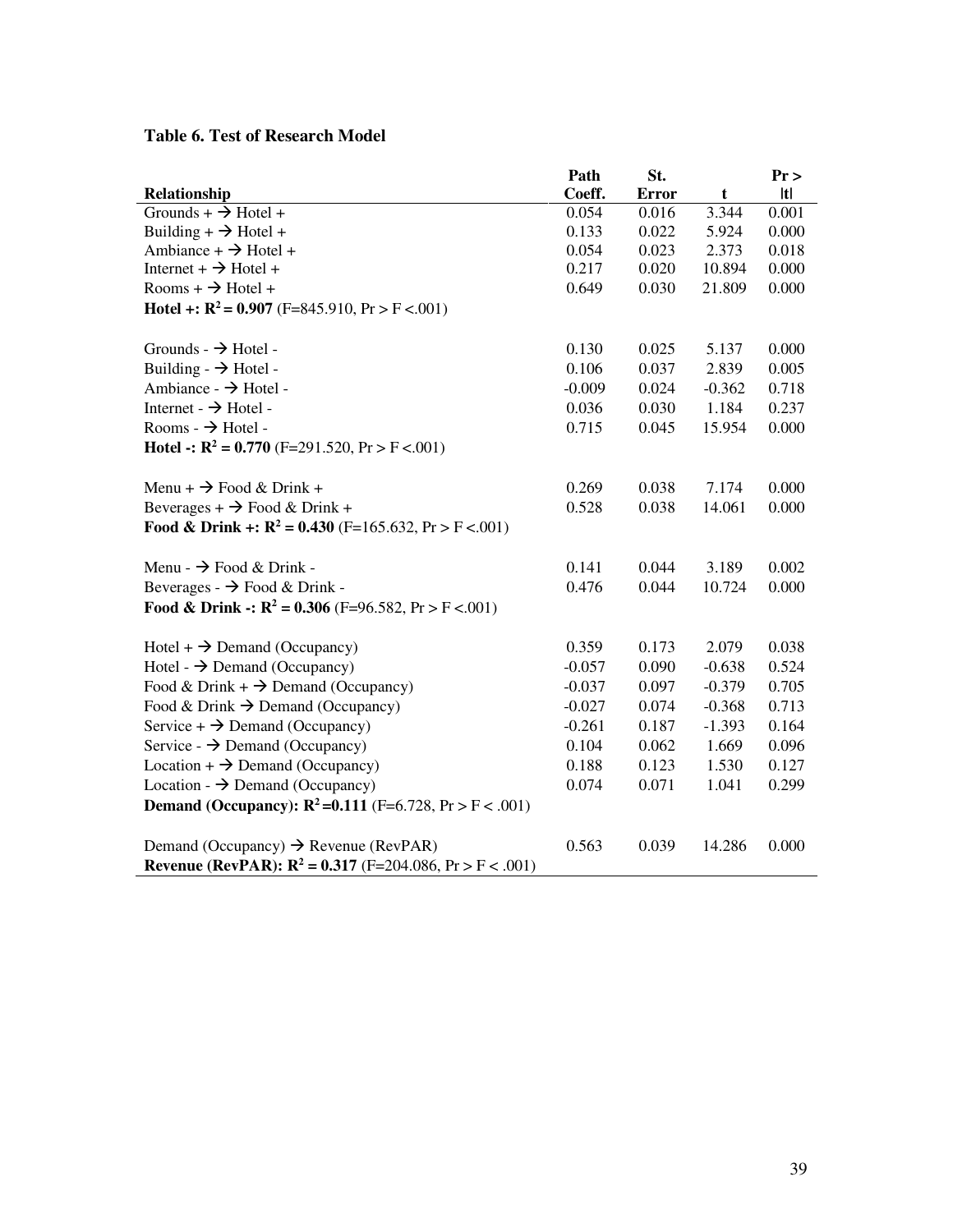**Table 6. Test of Research Model**

| Relationship | Path Coeff. | St. Error | t | Pr > \|t\| |
|---|---|---|---|---|
| Grounds + → Hotel + | 0.054 | 0.016 | 3.344 | 0.001 |
| Building + → Hotel + | 0.133 | 0.022 | 5.924 | 0.000 |
| Ambiance + → Hotel + | 0.054 | 0.023 | 2.373 | 0.018 |
| Internet + → Hotel + | 0.217 | 0.020 | 10.894 | 0.000 |
| Rooms + → Hotel + | 0.649 | 0.030 | 21.809 | 0.000 |
| **Hotel +: $R^2$ = 0.907** (F=845.910, Pr > F <.001) | | | | |
| | | | | |
| Grounds - → Hotel - | 0.130 | 0.025 | 5.137 | 0.000 |
| Building - → Hotel - | 0.106 | 0.037 | 2.839 | 0.005 |
| Ambiance - → Hotel - | -0.009 | 0.024 | -0.362 | 0.718 |
| Internet - → Hotel - | 0.036 | 0.030 | 1.184 | 0.237 |
| Rooms - → Hotel - | 0.715 | 0.045 | 15.954 | 0.000 |
| **Hotel -: $R^2$ = 0.770** (F=291.520, Pr > F <.001) | | | | |
| | | | | |
| Menu + → Food & Drink + | 0.269 | 0.038 | 7.174 | 0.000 |
| Beverages + → Food & Drink + | 0.528 | 0.038 | 14.061 | 0.000 |
| **Food & Drink +: $R^2$ = 0.430** (F=165.632, Pr > F <.001) | | | | |
| | | | | |
| Menu - → Food & Drink - | 0.141 | 0.044 | 3.189 | 0.002 |
| Beverages - → Food & Drink - | 0.476 | 0.044 | 10.724 | 0.000 |
| **Food & Drink -: $R^2$ = 0.306** (F=96.582, Pr > F <.001) | | | | |
| | | | | |
| Hotel + → Demand (Occupancy) | 0.359 | 0.173 | 2.079 | 0.038 |
| Hotel - → Demand (Occupancy) | -0.057 | 0.090 | -0.638 | 0.524 |
| Food & Drink + → Demand (Occupancy) | -0.037 | 0.097 | -0.379 | 0.705 |
| Food & Drink → Demand (Occupancy) | -0.027 | 0.074 | -0.368 | 0.713 |
| Service + → Demand (Occupancy) | -0.261 | 0.187 | -1.393 | 0.164 |
| Service - → Demand (Occupancy) | 0.104 | 0.062 | 1.669 | 0.096 |
| Location + → Demand (Occupancy) | 0.188 | 0.123 | 1.530 | 0.127 |
| Location - → Demand (Occupancy) | 0.074 | 0.071 | 1.041 | 0.299 |
| **Demand (Occupancy): $R^2$=0.111** (F=6.728, Pr > F < .001) | | | | |
| | | | | |
| Demand (Occupancy) → Revenue (RevPAR) | 0.563 | 0.039 | 14.286 | 0.000 |
| **Revenue (RevPAR): $R^2$ = 0.317** (F=204.086, Pr > F < .001) | | | | |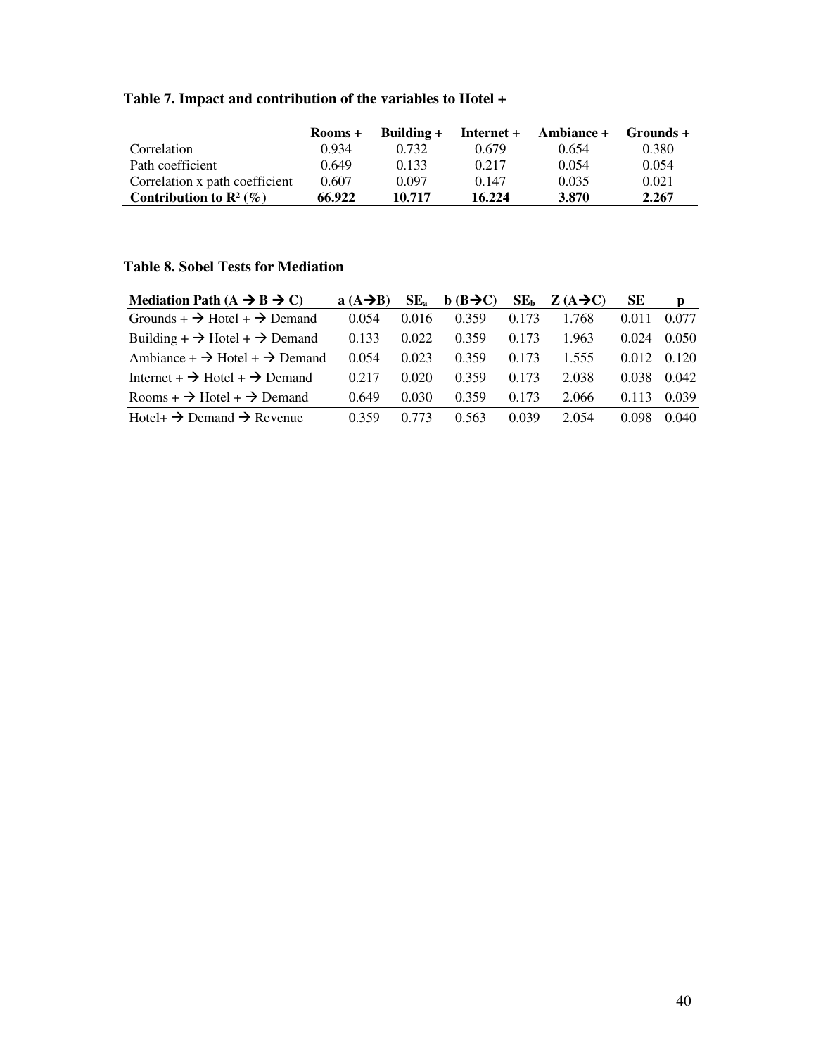**Table 7. Impact and contribution of the variables to Hotel +**

| | Rooms + | Building + | Internet + | Ambiance + | Grounds + |
|---|---|---|---|---|---|
| Correlation | 0.934 | 0.732 | 0.679 | 0.654 | 0.380 |
| Path coefficient | 0.649 | 0.133 | 0.217 | 0.054 | 0.054 |
| Correlation x path coefficient | 0.607 | 0.097 | 0.147 | 0.035 | 0.021 |
| **Contribution to $R^2$ (%)** | **66.922** | **10.717** | **16.224** | **3.870** | **2.267** |

**Table 8. Sobel Tests for Mediation**

| Mediation Path (A → B → C) | a (A→B) | $SE_a$ | b (B→C) | $SE_b$ | Z (A→C) | SE | p |
|---|---|---|---|---|---|---|---|
| Grounds + → Hotel + → Demand | 0.054 | 0.016 | 0.359 | 0.173 | 1.768 | 0.011 | 0.077 |
| Building + → Hotel + → Demand | 0.133 | 0.022 | 0.359 | 0.173 | 1.963 | 0.024 | 0.050 |
| Ambiance + → Hotel + → Demand | 0.054 | 0.023 | 0.359 | 0.173 | 1.555 | 0.012 | 0.120 |
| Internet + → Hotel + → Demand | 0.217 | 0.020 | 0.359 | 0.173 | 2.038 | 0.038 | 0.042 |
| Rooms + → Hotel + → Demand | 0.649 | 0.030 | 0.359 | 0.173 | 2.066 | 0.113 | 0.039 |
| Hotel+ → Demand → Revenue | 0.359 | 0.773 | 0.563 | 0.039 | 2.054 | 0.098 | 0.040 |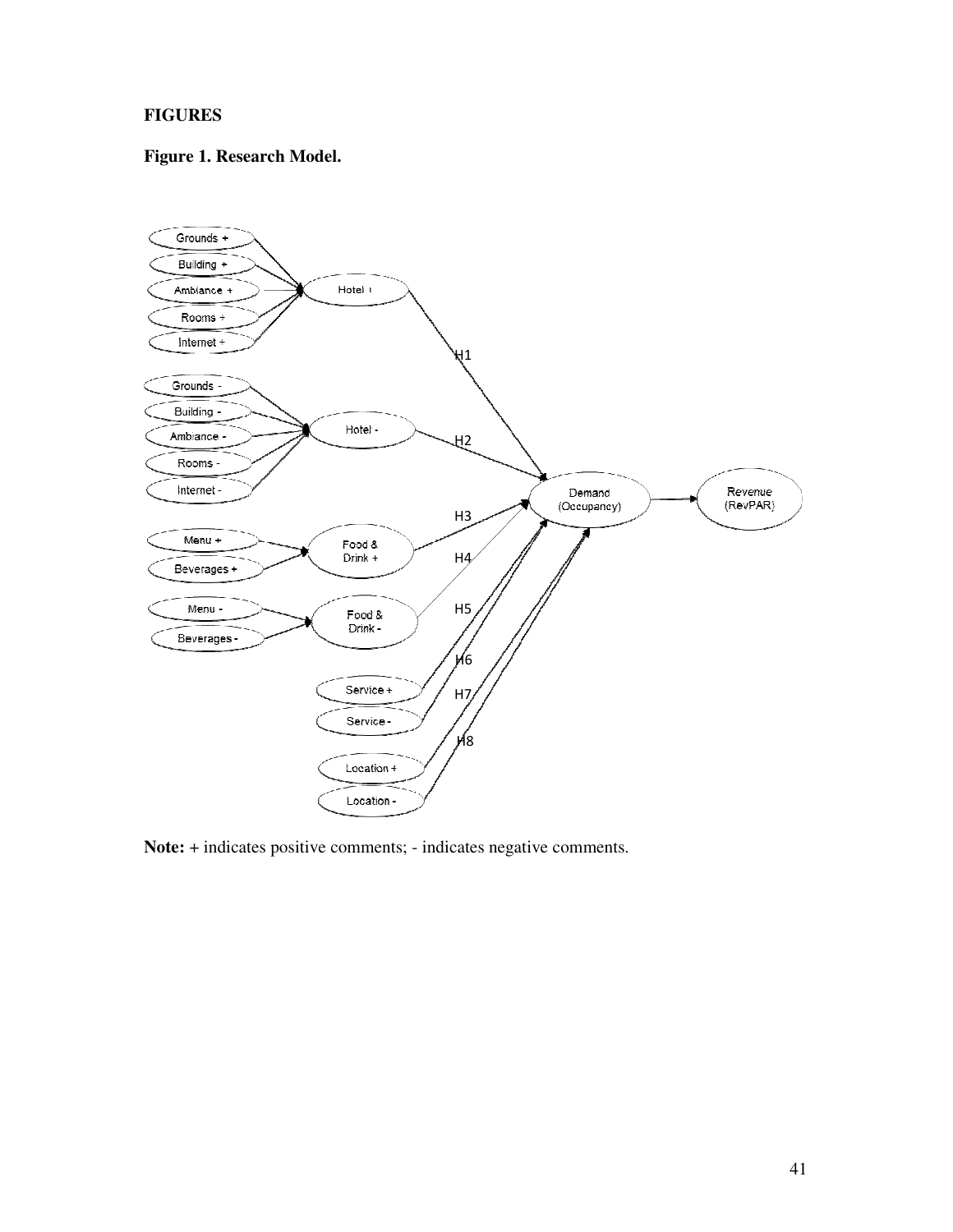**FIGURES**

**Figure 1. Research Model.**

**Note:** + indicates positive comments; - indicates negative comments.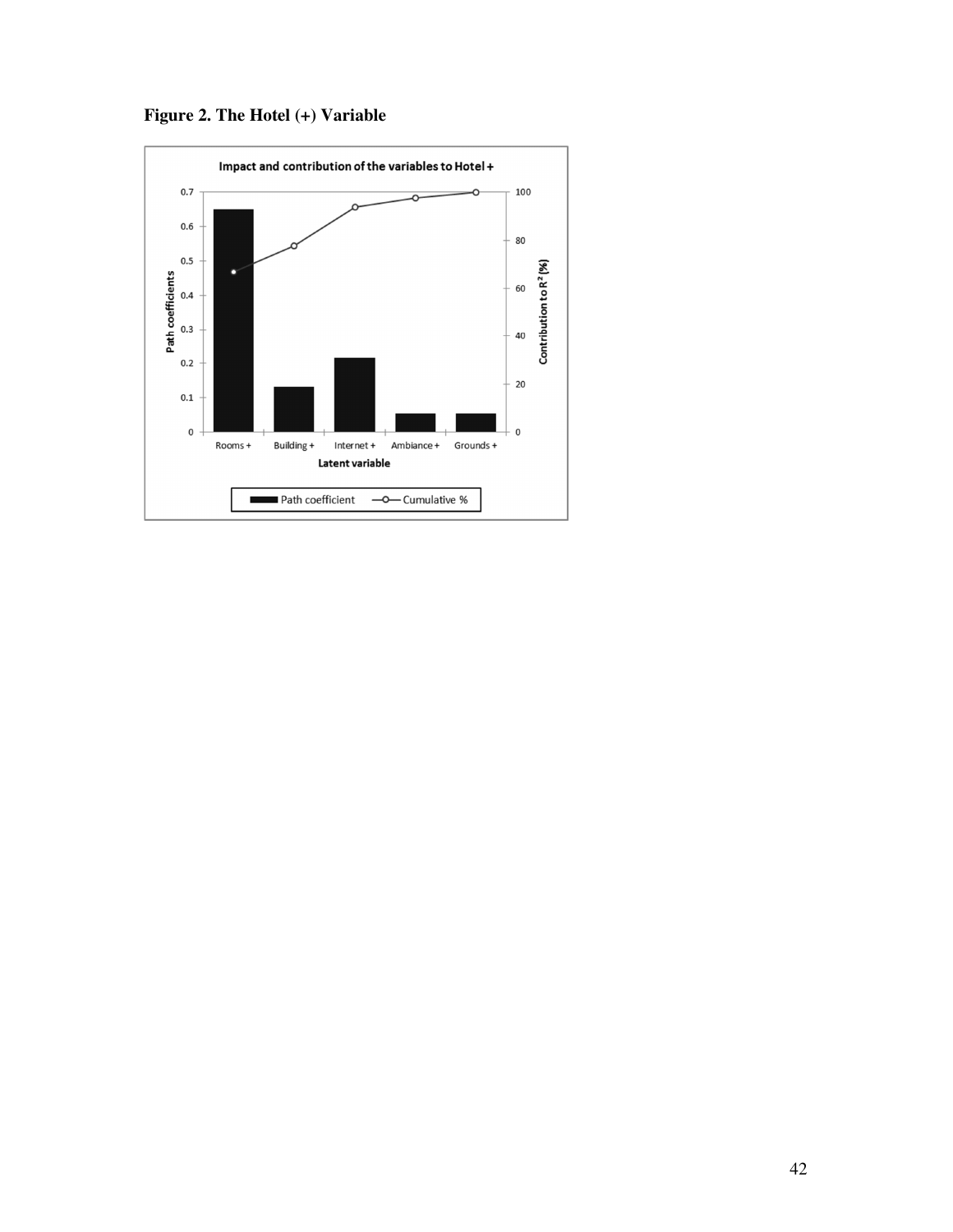**Figure 2. The Hotel (+) Variable**

Impact and contribution of the variables to Hotel +

Path coefficients

0.7
0.6
0.5
0.4
0.3
0.2
0.1
0

Contribution to $R^2$ (%)

100
80
60
40
20
0

Rooms +
Building +
Internet +
Ambiance +
Grounds +

Latent variable

Path coefficient
Cumulative %